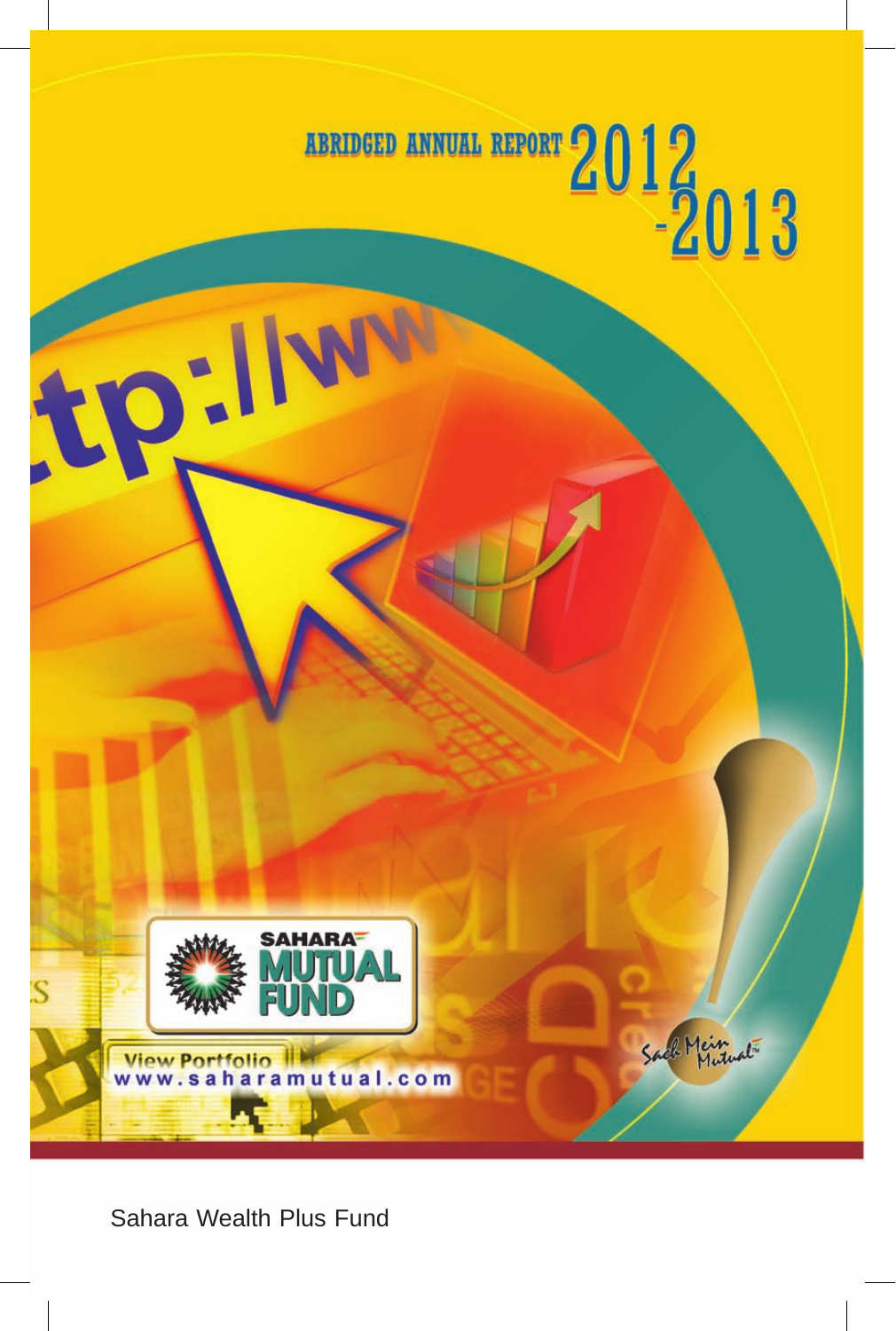# ABRIDGED ANNUAL REPORT 2012-2013

SAHARA MUTUAL FUND

View Portfolio
www.saharamutual.com

Sach Mein Mutual

Sahara Wealth Plus Fund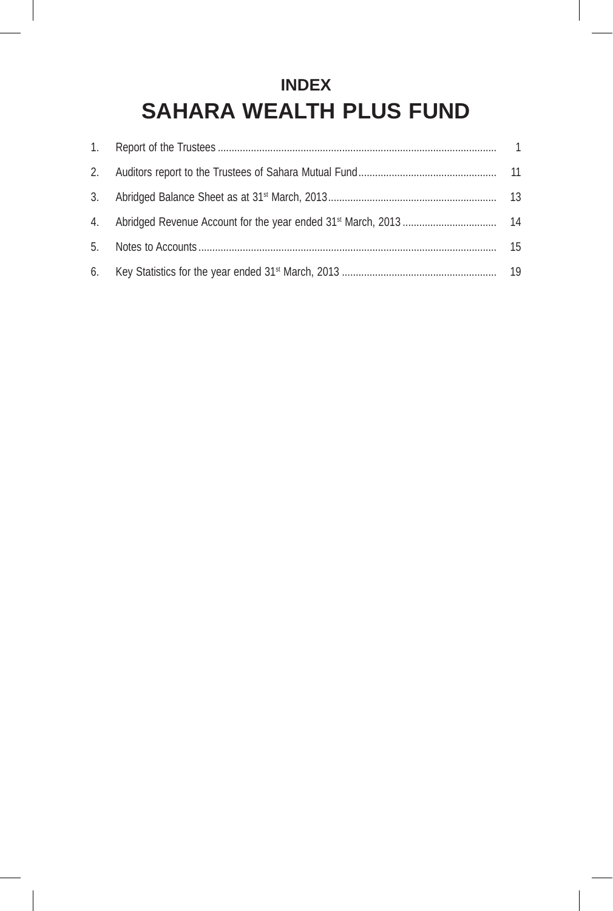# INDEX

# SAHARA WEALTH PLUS FUND

| | | |
|---|---|---|
| 1. | Report of the Trustees | 1 |
| 2. | Auditors report to the Trustees of Sahara Mutual Fund | 11 |
| 3. | Abridged Balance Sheet as at 31st March, 2013 | 13 |
| 4. | Abridged Revenue Account for the year ended 31st March, 2013 | 14 |
| 5. | Notes to Accounts | 15 |
| 6. | Key Statistics for the year ended 31st March, 2013 | 19 |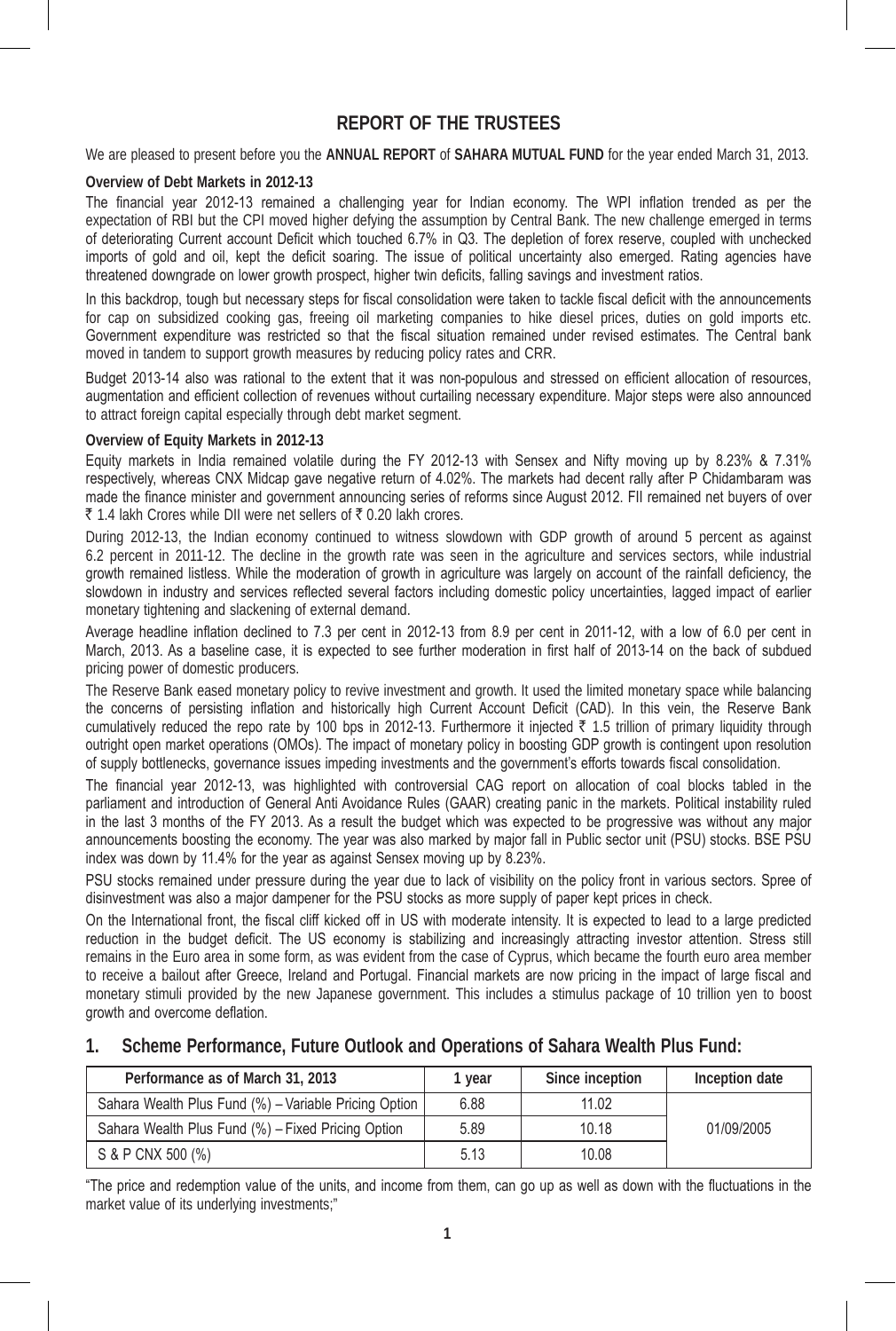# REPORT OF THE TRUSTEES

We are pleased to present before you the **ANNUAL REPORT** of **SAHARA MUTUAL FUND** for the year ended March 31, 2013.

**Overview of Debt Markets in 2012-13**

The financial year 2012-13 remained a challenging year for Indian economy. The WPI inflation trended as per the expectation of RBI but the CPI moved higher defying the assumption by Central Bank. The new challenge emerged in terms of deteriorating Current account Deficit which touched 6.7% in Q3. The depletion of forex reserve, coupled with unchecked imports of gold and oil, kept the deficit soaring. The issue of political uncertainty also emerged. Rating agencies have threatened downgrade on lower growth prospect, higher twin deficits, falling savings and investment ratios.

In this backdrop, tough but necessary steps for fiscal consolidation were taken to tackle fiscal deficit with the announcements for cap on subsidized cooking gas, freeing oil marketing companies to hike diesel prices, duties on gold imports etc. Government expenditure was restricted so that the fiscal situation remained under revised estimates. The Central bank moved in tandem to support growth measures by reducing policy rates and CRR.

Budget 2013-14 also was rational to the extent that it was non-populous and stressed on efficient allocation of resources, augmentation and efficient collection of revenues without curtailing necessary expenditure. Major steps were also announced to attract foreign capital especially through debt market segment.

**Overview of Equity Markets in 2012-13**

Equity markets in India remained volatile during the FY 2012-13 with Sensex and Nifty moving up by 8.23% & 7.31% respectively, whereas CNX Midcap gave negative return of 4.02%. The markets had decent rally after P Chidambaram was made the finance minister and government announcing series of reforms since August 2012. FII remained net buyers of over ₹ 1.4 lakh Crores while DII were net sellers of ₹ 0.20 lakh crores.

During 2012-13, the Indian economy continued to witness slowdown with GDP growth of around 5 percent as against 6.2 percent in 2011-12. The decline in the growth rate was seen in the agriculture and services sectors, while industrial growth remained listless. While the moderation of growth in agriculture was largely on account of the rainfall deficiency, the slowdown in industry and services reflected several factors including domestic policy uncertainties, lagged impact of earlier monetary tightening and slackening of external demand.

Average headline inflation declined to 7.3 per cent in 2012-13 from 8.9 per cent in 2011-12, with a low of 6.0 per cent in March, 2013. As a baseline case, it is expected to see further moderation in first half of 2013-14 on the back of subdued pricing power of domestic producers.

The Reserve Bank eased monetary policy to revive investment and growth. It used the limited monetary space while balancing the concerns of persisting inflation and historically high Current Account Deficit (CAD). In this vein, the Reserve Bank cumulatively reduced the repo rate by 100 bps in 2012-13. Furthermore it injected ₹ 1.5 trillion of primary liquidity through outright open market operations (OMOs). The impact of monetary policy in boosting GDP growth is contingent upon resolution of supply bottlenecks, governance issues impeding investments and the government's efforts towards fiscal consolidation.

The financial year 2012-13, was highlighted with controversial CAG report on allocation of coal blocks tabled in the parliament and introduction of General Anti Avoidance Rules (GAAR) creating panic in the markets. Political instability ruled in the last 3 months of the FY 2013. As a result the budget which was expected to be progressive was without any major announcements boosting the economy. The year was also marked by major fall in Public sector unit (PSU) stocks. BSE PSU index was down by 11.4% for the year as against Sensex moving up by 8.23%.

PSU stocks remained under pressure during the year due to lack of visibility on the policy front in various sectors. Spree of disinvestment was also a major dampener for the PSU stocks as more supply of paper kept prices in check.

On the International front, the fiscal cliff kicked off in US with moderate intensity. It is expected to lead to a large predicted reduction in the budget deficit. The US economy is stabilizing and increasingly attracting investor attention. Stress still remains in the Euro area in some form, as was evident from the case of Cyprus, which became the fourth euro area member to receive a bailout after Greece, Ireland and Portugal. Financial markets are now pricing in the impact of large fiscal and monetary stimuli provided by the new Japanese government. This includes a stimulus package of 10 trillion yen to boost growth and overcome deflation.

## 1. Scheme Performance, Future Outlook and Operations of Sahara Wealth Plus Fund:

| Performance as of March 31, 2013 | 1 year | Since inception | Inception date |
|---|---|---|---|
| Sahara Wealth Plus Fund (%) – Variable Pricing Option | 6.88 | 11.02 | 01/09/2005 |
| Sahara Wealth Plus Fund (%) – Fixed Pricing Option | 5.89 | 10.18 | |
| S & P CNX 500 (%) | 5.13 | 10.08 | |

"The price and redemption value of the units, and income from them, can go up as well as down with the fluctuations in the market value of its underlying investments;"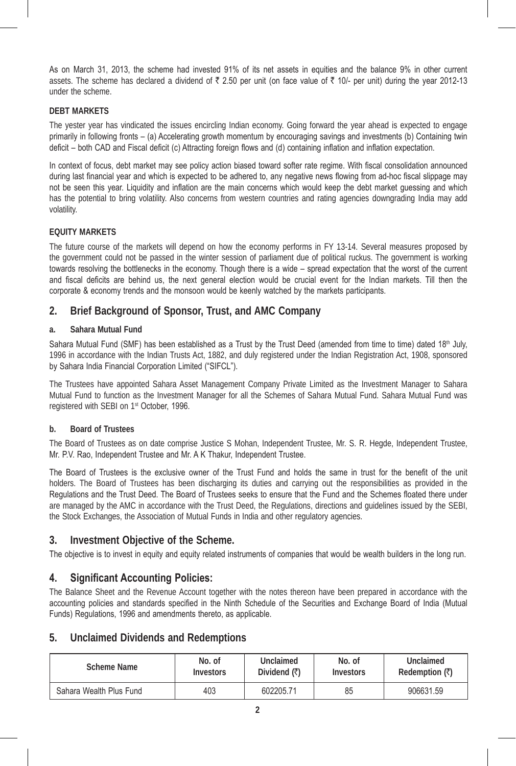As on March 31, 2013, the scheme had invested 91% of its net assets in equities and the balance 9% in other current assets. The scheme has declared a dividend of ₹ 2.50 per unit (on face value of ₹ 10/- per unit) during the year 2012-13 under the scheme.

**DEBT MARKETS**

The yester year has vindicated the issues encircling Indian economy. Going forward the year ahead is expected to engage primarily in following fronts – (a) Accelerating growth momentum by encouraging savings and investments (b) Containing twin deficit – both CAD and Fiscal deficit (c) Attracting foreign flows and (d) containing inflation and inflation expectation.

In context of focus, debt market may see policy action biased toward softer rate regime. With fiscal consolidation announced during last financial year and which is expected to be adhered to, any negative news flowing from ad-hoc fiscal slippage may not be seen this year. Liquidity and inflation are the main concerns which would keep the debt market guessing and which has the potential to bring volatility. Also concerns from western countries and rating agencies downgrading India may add volatility.

**EQUITY MARKETS**

The future course of the markets will depend on how the economy performs in FY 13-14. Several measures proposed by the government could not be passed in the winter session of parliament due of political ruckus. The government is working towards resolving the bottlenecks in the economy. Though there is a wide – spread expectation that the worst of the current and fiscal deficits are behind us, the next general election would be crucial event for the Indian markets. Till then the corporate & economy trends and the monsoon would be keenly watched by the markets participants.

## 2. Brief Background of Sponsor, Trust, and AMC Company

### a. Sahara Mutual Fund

Sahara Mutual Fund (SMF) has been established as a Trust by the Trust Deed (amended from time to time) dated 18th July, 1996 in accordance with the Indian Trusts Act, 1882, and duly registered under the Indian Registration Act, 1908, sponsored by Sahara India Financial Corporation Limited ("SIFCL").

The Trustees have appointed Sahara Asset Management Company Private Limited as the Investment Manager to Sahara Mutual Fund to function as the Investment Manager for all the Schemes of Sahara Mutual Fund. Sahara Mutual Fund was registered with SEBI on 1st October, 1996.

### b. Board of Trustees

The Board of Trustees as on date comprise Justice S Mohan, Independent Trustee, Mr. S. R. Hegde, Independent Trustee, Mr. P.V. Rao, Independent Trustee and Mr. A K Thakur, Independent Trustee.

The Board of Trustees is the exclusive owner of the Trust Fund and holds the same in trust for the benefit of the unit holders. The Board of Trustees has been discharging its duties and carrying out the responsibilities as provided in the Regulations and the Trust Deed. The Board of Trustees seeks to ensure that the Fund and the Schemes floated there under are managed by the AMC in accordance with the Trust Deed, the Regulations, directions and guidelines issued by the SEBI, the Stock Exchanges, the Association of Mutual Funds in India and other regulatory agencies.

## 3. Investment Objective of the Scheme.

The objective is to invest in equity and equity related instruments of companies that would be wealth builders in the long run.

## 4. Significant Accounting Policies:

The Balance Sheet and the Revenue Account together with the notes thereon have been prepared in accordance with the accounting policies and standards specified in the Ninth Schedule of the Securities and Exchange Board of India (Mutual Funds) Regulations, 1996 and amendments thereto, as applicable.

## 5. Unclaimed Dividends and Redemptions

| Scheme Name | No. of Investors | Unclaimed Dividend (₹) | No. of Investors | Unclaimed Redemption (₹) |
|---|---|---|---|---|
| Sahara Wealth Plus Fund | 403 | 602205.71 | 85 | 906631.59 |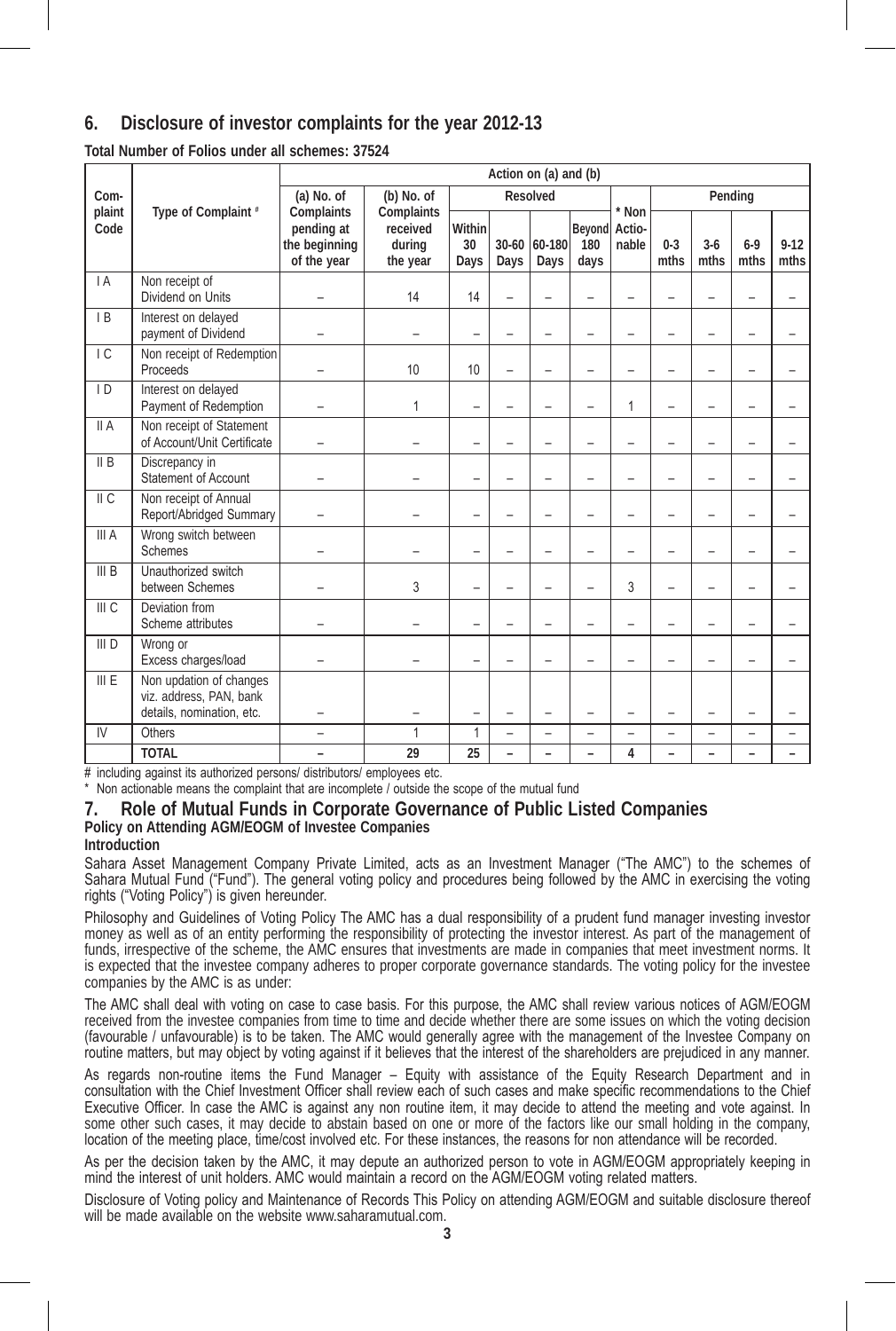## 6. Disclosure of investor complaints for the year 2012-13

**Total Number of Folios under all schemes: 37524**

| Com-plaint Code | Type of Complaint # | Action on (a) and (b) | | | | | | | | | | |
|---|---|---|---|---|---|---|---|---|---|---|---|---|
| | | (a) No. of Complaints pending at the beginning of the year | (b) No. of Complaints received during the year | Resolved | | | | * Non Actio-nable | Pending | | | |
| | | | | Within 30 Days | 30-60 Days | 60-180 Days | Beyond 180 days | | 0-3 mths | 3-6 mths | 6-9 mths | 9-12 mths |
| I A | Non receipt of Dividend on Units | – | 14 | 14 | – | – | – | – | – | – | – | – |
| I B | Interest on delayed payment of Dividend | – | – | – | – | – | – | – | – | – | – | – |
| I C | Non receipt of Redemption Proceeds | – | 10 | 10 | – | – | – | – | – | – | – | – |
| I D | Interest on delayed Payment of Redemption | – | 1 | – | – | – | – | 1 | – | – | – | – |
| II A | Non receipt of Statement of Account/Unit Certificate | – | – | – | – | – | – | – | – | – | – | – |
| II B | Discrepancy in Statement of Account | – | – | – | – | – | – | – | – | – | – | – |
| II C | Non receipt of Annual Report/Abridged Summary | – | – | – | – | – | – | – | – | – | – | – |
| III A | Wrong switch between Schemes | – | – | – | – | – | – | – | – | – | – | – |
| III B | Unauthorized switch between Schemes | – | 3 | – | – | – | – | 3 | – | – | – | – |
| III C | Deviation from Scheme attributes | – | – | – | – | – | – | – | – | – | – | – |
| III D | Wrong or Excess charges/load | – | – | – | – | – | – | – | – | – | – | – |
| III E | Non updation of changes viz. address, PAN, bank details, nomination, etc. | – | – | – | – | – | – | – | – | – | – | – |
| IV | Others | – | 1 | 1 | – | – | – | – | – | – | – | – |
| | **TOTAL** | **–** | **29** | **25** | **–** | **–** | **–** | **4** | **–** | **–** | **–** | **–** |

# including against its authorized persons/ distributors/ employees etc.

\* Non actionable means the complaint that are incomplete / outside the scope of the mutual fund

## 7. Role of Mutual Funds in Corporate Governance of Public Listed Companies

**Policy on Attending AGM/EOGM of Investee Companies**

**Introduction**

Sahara Asset Management Company Private Limited, acts as an Investment Manager ("The AMC") to the schemes of Sahara Mutual Fund ("Fund"). The general voting policy and procedures being followed by the AMC in exercising the voting rights ("Voting Policy") is given hereunder.

Philosophy and Guidelines of Voting Policy The AMC has a dual responsibility of a prudent fund manager investing investor money as well as of an entity performing the responsibility of protecting the investor interest. As part of the management of funds, irrespective of the scheme, the AMC ensures that investments are made in companies that meet investment norms. It is expected that the investee company adheres to proper corporate governance standards. The voting policy for the investee companies by the AMC is as under:

The AMC shall deal with voting on case to case basis. For this purpose, the AMC shall review various notices of AGM/EOGM received from the investee companies from time to time and decide whether there are some issues on which the voting decision (favourable / unfavourable) is to be taken. The AMC would generally agree with the management of the Investee Company on routine matters, but may object by voting against if it believes that the interest of the shareholders are prejudiced in any manner.

As regards non-routine items the Fund Manager – Equity with assistance of the Equity Research Department and in consultation with the Chief Investment Officer shall review each of such cases and make specific recommendations to the Chief Executive Officer. In case the AMC is against any non routine item, it may decide to attend the meeting and vote against. In some other such cases, it may decide to abstain based on one or more of the factors like our small holding in the company, location of the meeting place, time/cost involved etc. For these instances, the reasons for non attendance will be recorded.

As per the decision taken by the AMC, it may depute an authorized person to vote in AGM/EOGM appropriately keeping in mind the interest of unit holders. AMC would maintain a record on the AGM/EOGM voting related matters.

Disclosure of Voting policy and Maintenance of Records This Policy on attending AGM/EOGM and suitable disclosure thereof will be made available on the website www.saharamutual.com.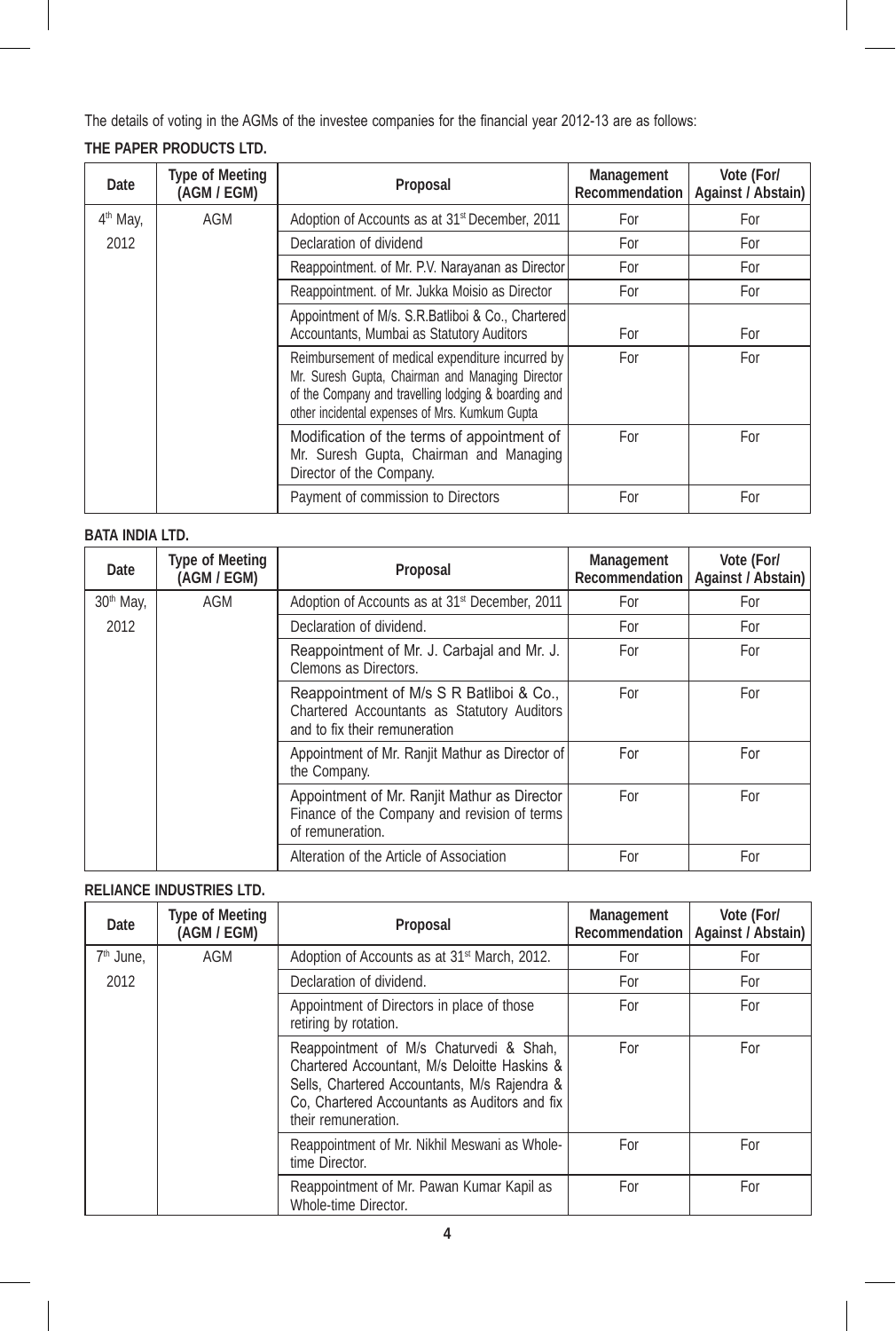The details of voting in the AGMs of the investee companies for the financial year 2012-13 are as follows:

**THE PAPER PRODUCTS LTD.**

| Date | Type of Meeting (AGM / EGM) | Proposal | Management Recommendation | Vote (For/ Against / Abstain) |
|---|---|---|---|---|
| 4th May, 2012 | AGM | Adoption of Accounts as at 31st December, 2011 | For | For |
| | | Declaration of dividend | For | For |
| | | Reappointment. of Mr. P.V. Narayanan as Director | For | For |
| | | Reappointment. of Mr. Jukka Moisio as Director | For | For |
| | | Appointment of M/s. S.R.Batliboi & Co., Chartered Accountants, Mumbai as Statutory Auditors | For | For |
| | | Reimbursement of medical expenditure incurred by Mr. Suresh Gupta, Chairman and Managing Director of the Company and travelling lodging & boarding and other incidental expenses of Mrs. Kumkum Gupta | For | For |
| | | Modification of the terms of appointment of Mr. Suresh Gupta, Chairman and Managing Director of the Company. | For | For |
| | | Payment of commission to Directors | For | For |

**BATA INDIA LTD.**

| Date | Type of Meeting (AGM / EGM) | Proposal | Management Recommendation | Vote (For/ Against / Abstain) |
|---|---|---|---|---|
| 30th May, 2012 | AGM | Adoption of Accounts as at 31st December, 2011 | For | For |
| | | Declaration of dividend. | For | For |
| | | Reappointment of Mr. J. Carbajal and Mr. J. Clemons as Directors. | For | For |
| | | Reappointment of M/s S R Batliboi & Co., Chartered Accountants as Statutory Auditors and to fix their remuneration | For | For |
| | | Appointment of Mr. Ranjit Mathur as Director of the Company. | For | For |
| | | Appointment of Mr. Ranjit Mathur as Director Finance of the Company and revision of terms of remuneration. | For | For |
| | | Alteration of the Article of Association | For | For |

**RELIANCE INDUSTRIES LTD.**

| Date | Type of Meeting (AGM / EGM) | Proposal | Management Recommendation | Vote (For/ Against / Abstain) |
|---|---|---|---|---|
| 7th June, 2012 | AGM | Adoption of Accounts as at 31st March, 2012. | For | For |
| | | Declaration of dividend. | For | For |
| | | Appointment of Directors in place of those retiring by rotation. | For | For |
| | | Reappointment of M/s Chaturvedi & Shah, Chartered Accountant, M/s Deloitte Haskins & Sells, Chartered Accountants, M/s Rajendra & Co, Chartered Accountants as Auditors and fix their remuneration. | For | For |
| | | Reappointment of Mr. Nikhil Meswani as Whole-time Director. | For | For |
| | | Reappointment of Mr. Pawan Kumar Kapil as Whole-time Director. | For | For |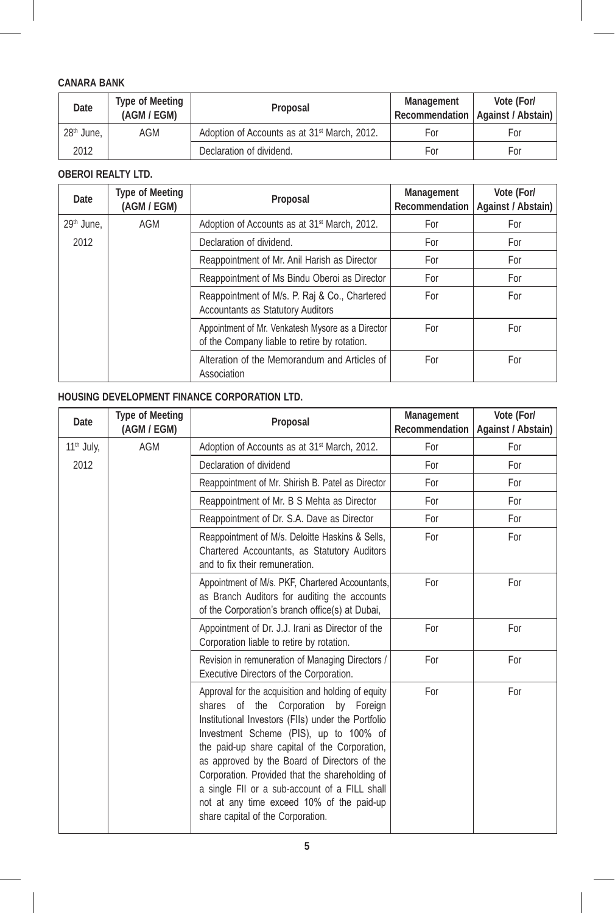**CANARA BANK**

| Date | Type of Meeting (AGM / EGM) | Proposal | Management Recommendation | Vote (For/ Against / Abstain) |
|---|---|---|---|---|
| 28th June, 2012 | AGM | Adoption of Accounts as at 31st March, 2012. | For | For |
| | | Declaration of dividend. | For | For |

**OBEROI REALTY LTD.**

| Date | Type of Meeting (AGM / EGM) | Proposal | Management Recommendation | Vote (For/ Against / Abstain) |
|---|---|---|---|---|
| 29th June, 2012 | AGM | Adoption of Accounts as at 31st March, 2012. | For | For |
| | | Declaration of dividend. | For | For |
| | | Reappointment of Mr. Anil Harish as Director | For | For |
| | | Reappointment of Ms Bindu Oberoi as Director | For | For |
| | | Reappointment of M/s. P. Raj & Co., Chartered Accountants as Statutory Auditors | For | For |
| | | Appointment of Mr. Venkatesh Mysore as a Director of the Company liable to retire by rotation. | For | For |
| | | Alteration of the Memorandum and Articles of Association | For | For |

**HOUSING DEVELOPMENT FINANCE CORPORATION LTD.**

| Date | Type of Meeting (AGM / EGM) | Proposal | Management Recommendation | Vote (For/ Against / Abstain) |
|---|---|---|---|---|
| 11th July, 2012 | AGM | Adoption of Accounts as at 31st March, 2012. | For | For |
| | | Declaration of dividend | For | For |
| | | Reappointment of Mr. Shirish B. Patel as Director | For | For |
| | | Reappointment of Mr. B S Mehta as Director | For | For |
| | | Reappointment of Dr. S.A. Dave as Director | For | For |
| | | Reappointment of M/s. Deloitte Haskins & Sells, Chartered Accountants, as Statutory Auditors and to fix their remuneration. | For | For |
| | | Appointment of M/s. PKF, Chartered Accountants, as Branch Auditors for auditing the accounts of the Corporation's branch office(s) at Dubai, | For | For |
| | | Appointment of Dr. J.J. Irani as Director of the Corporation liable to retire by rotation. | For | For |
| | | Revision in remuneration of Managing Directors / Executive Directors of the Corporation. | For | For |
| | | Approval for the acquisition and holding of equity shares of the Corporation by Foreign Institutional Investors (FIIs) under the Portfolio Investment Scheme (PIS), up to 100% of the paid-up share capital of the Corporation, as approved by the Board of Directors of the Corporation. Provided that the shareholding of a single FII or a sub-account of a FILL shall not at any time exceed 10% of the paid-up share capital of the Corporation. | For | For |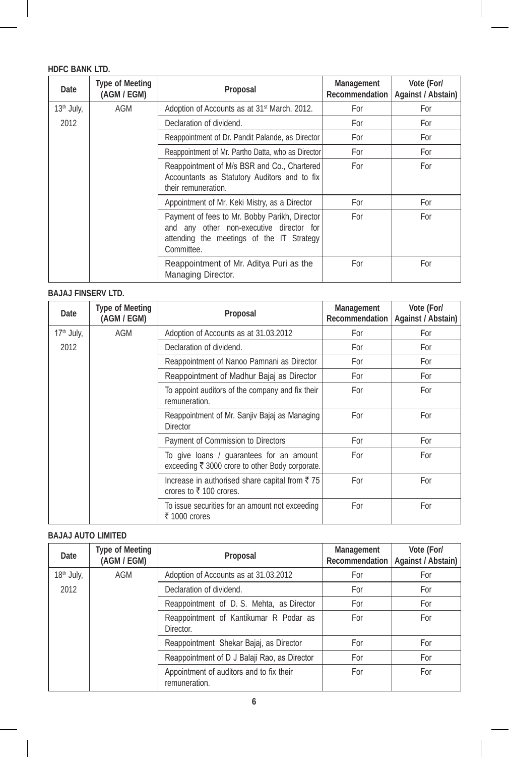**HDFC BANK LTD.**

| Date | Type of Meeting (AGM / EGM) | Proposal | Management Recommendation | Vote (For/ Against / Abstain) |
|---|---|---|---|---|
| 13th July, 2012 | AGM | Adoption of Accounts as at 31st March, 2012. | For | For |
| | | Declaration of dividend. | For | For |
| | | Reappointment of Dr. Pandit Palande, as Director | For | For |
| | | Reappointment of Mr. Partho Datta, who as Director | For | For |
| | | Reappointment of M/s BSR and Co., Chartered Accountants as Statutory Auditors and to fix their remuneration. | For | For |
| | | Appointment of Mr. Keki Mistry, as a Director | For | For |
| | | Payment of fees to Mr. Bobby Parikh, Director and any other non-executive director for attending the meetings of the IT Strategy Committee. | For | For |
| | | Reappointment of Mr. Aditya Puri as the Managing Director. | For | For |

**BAJAJ FINSERV LTD.**

| Date | Type of Meeting (AGM / EGM) | Proposal | Management Recommendation | Vote (For/ Against / Abstain) |
|---|---|---|---|---|
| 17th July, 2012 | AGM | Adoption of Accounts as at 31.03.2012 | For | For |
| | | Declaration of dividend. | For | For |
| | | Reappointment of Nanoo Pamnani as Director | For | For |
| | | Reappointment of Madhur Bajaj as Director | For | For |
| | | To appoint auditors of the company and fix their remuneration. | For | For |
| | | Reappointment of Mr. Sanjiv Bajaj as Managing Director | For | For |
| | | Payment of Commission to Directors | For | For |
| | | To give loans / guarantees for an amount exceeding ₹ 3000 crore to other Body corporate. | For | For |
| | | Increase in authorised share capital from ₹ 75 crores to ₹ 100 crores. | For | For |
| | | To issue securities for an amount not exceeding ₹ 1000 crores | For | For |

**BAJAJ AUTO LIMITED**

| Date | Type of Meeting (AGM / EGM) | Proposal | Management Recommendation | Vote (For/ Against / Abstain) |
|---|---|---|---|---|
| 18th July, 2012 | AGM | Adoption of Accounts as at 31.03.2012 | For | For |
| | | Declaration of dividend. | For | For |
| | | Reappointment of D. S. Mehta, as Director | For | For |
| | | Reappointment of Kantikumar R Podar as Director. | For | For |
| | | Reappointment Shekar Bajaj, as Director | For | For |
| | | Reappointment of D J Balaji Rao, as Director | For | For |
| | | Appointment of auditors and to fix their remuneration. | For | For |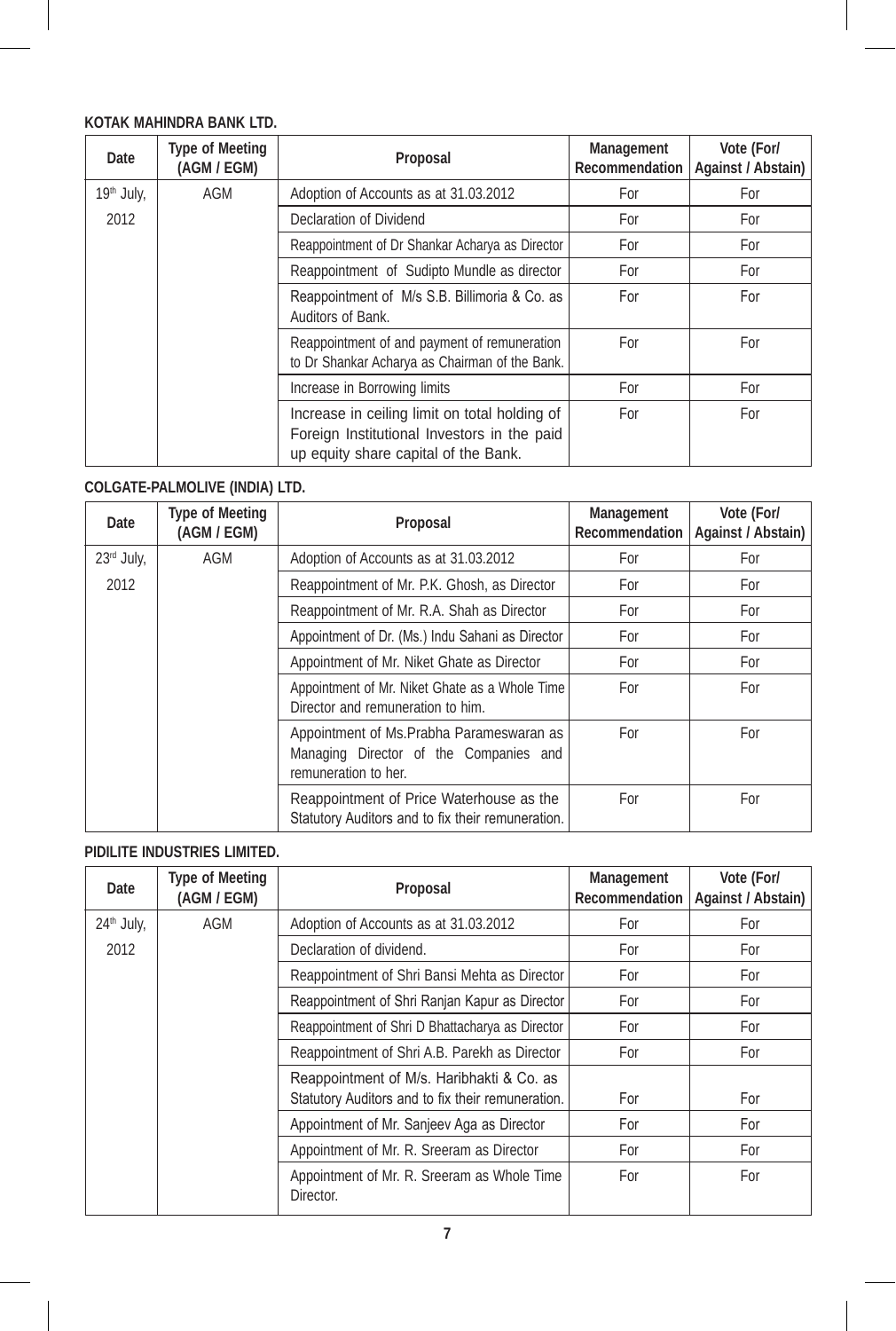**KOTAK MAHINDRA BANK LTD.**

| Date | Type of Meeting (AGM / EGM) | Proposal | Management Recommendation | Vote (For/ Against / Abstain) |
|---|---|---|---|---|
| 19th July, 2012 | AGM | Adoption of Accounts as at 31.03.2012 | For | For |
| | | Declaration of Dividend | For | For |
| | | Reappointment of Dr Shankar Acharya as Director | For | For |
| | | Reappointment of Sudipto Mundle as director | For | For |
| | | Reappointment of M/s S.B. Billimoria & Co. as Auditors of Bank. | For | For |
| | | Reappointment of and payment of remuneration to Dr Shankar Acharya as Chairman of the Bank. | For | For |
| | | Increase in Borrowing limits | For | For |
| | | Increase in ceiling limit on total holding of Foreign Institutional Investors in the paid up equity share capital of the Bank. | For | For |

**COLGATE-PALMOLIVE (INDIA) LTD.**

| Date | Type of Meeting (AGM / EGM) | Proposal | Management Recommendation | Vote (For/ Against / Abstain) |
|---|---|---|---|---|
| 23rd July, 2012 | AGM | Adoption of Accounts as at 31.03.2012 | For | For |
| | | Reappointment of Mr. P.K. Ghosh, as Director | For | For |
| | | Reappointment of Mr. R.A. Shah as Director | For | For |
| | | Appointment of Dr. (Ms.) Indu Sahani as Director | For | For |
| | | Appointment of Mr. Niket Ghate as Director | For | For |
| | | Appointment of Mr. Niket Ghate as a Whole Time Director and remuneration to him. | For | For |
| | | Appointment of Ms.Prabha Parameswaran as Managing Director of the Companies and remuneration to her. | For | For |
| | | Reappointment of Price Waterhouse as the Statutory Auditors and to fix their remuneration. | For | For |

**PIDILITE INDUSTRIES LIMITED.**

| Date | Type of Meeting (AGM / EGM) | Proposal | Management Recommendation | Vote (For/ Against / Abstain) |
|---|---|---|---|---|
| 24th July, 2012 | AGM | Adoption of Accounts as at 31.03.2012 | For | For |
| | | Declaration of dividend. | For | For |
| | | Reappointment of Shri Bansi Mehta as Director | For | For |
| | | Reappointment of Shri Ranjan Kapur as Director | For | For |
| | | Reappointment of Shri D Bhattacharya as Director | For | For |
| | | Reappointment of Shri A.B. Parekh as Director | For | For |
| | | Reappointment of M/s. Haribhakti & Co. as Statutory Auditors and to fix their remuneration. | For | For |
| | | Appointment of Mr. Sanjeev Aga as Director | For | For |
| | | Appointment of Mr. R. Sreeram as Director | For | For |
| | | Appointment of Mr. R. Sreeram as Whole Time Director. | For | For |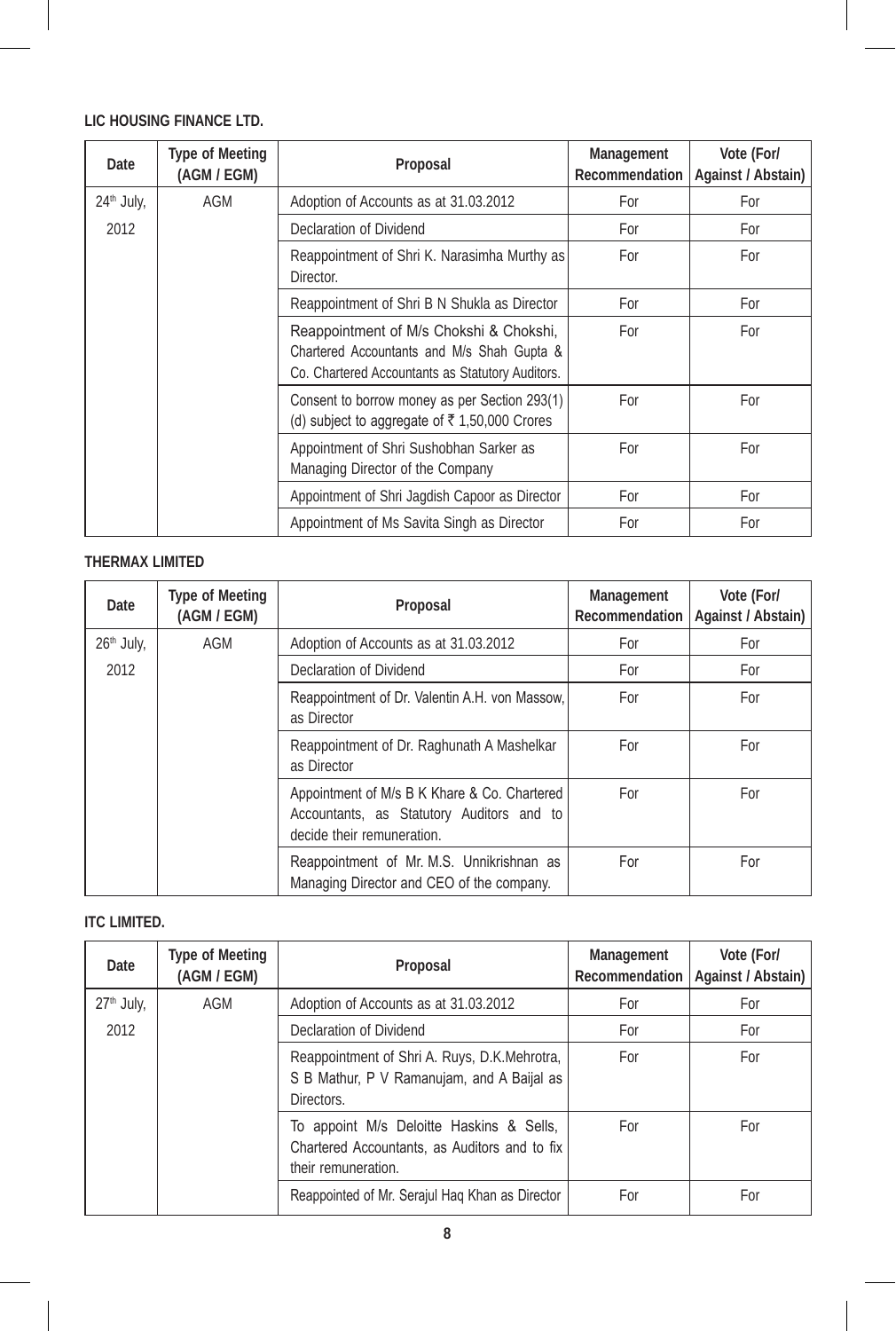**LIC HOUSING FINANCE LTD.**

| Date | Type of Meeting (AGM / EGM) | Proposal | Management Recommendation | Vote (For/ Against / Abstain) |
|---|---|---|---|---|
| 24th July, 2012 | AGM | Adoption of Accounts as at 31.03.2012 | For | For |
| | | Declaration of Dividend | For | For |
| | | Reappointment of Shri K. Narasimha Murthy as Director. | For | For |
| | | Reappointment of Shri B N Shukla as Director | For | For |
| | | Reappointment of M/s Chokshi & Chokshi, Chartered Accountants and M/s Shah Gupta & Co. Chartered Accountants as Statutory Auditors. | For | For |
| | | Consent to borrow money as per Section 293(1) (d) subject to aggregate of ₹ 1,50,000 Crores | For | For |
| | | Appointment of Shri Sushobhan Sarker as Managing Director of the Company | For | For |
| | | Appointment of Shri Jagdish Capoor as Director | For | For |
| | | Appointment of Ms Savita Singh as Director | For | For |

**THERMAX LIMITED**

| Date | Type of Meeting (AGM / EGM) | Proposal | Management Recommendation | Vote (For/ Against / Abstain) |
|---|---|---|---|---|
| 26th July, 2012 | AGM | Adoption of Accounts as at 31.03.2012 | For | For |
| | | Declaration of Dividend | For | For |
| | | Reappointment of Dr. Valentin A.H. von Massow, as Director | For | For |
| | | Reappointment of Dr. Raghunath A Mashelkar as Director | For | For |
| | | Appointment of M/s B K Khare & Co. Chartered Accountants, as Statutory Auditors and to decide their remuneration. | For | For |
| | | Reappointment of Mr. M.S. Unnikrishnan as Managing Director and CEO of the company. | For | For |

**ITC LIMITED.**

| Date | Type of Meeting (AGM / EGM) | Proposal | Management Recommendation | Vote (For/ Against / Abstain) |
|---|---|---|---|---|
| 27th July, 2012 | AGM | Adoption of Accounts as at 31.03.2012 | For | For |
| | | Declaration of Dividend | For | For |
| | | Reappointment of Shri A. Ruys, D.K.Mehrotra, S B Mathur, P V Ramanujam, and A Baijal as Directors. | For | For |
| | | To appoint M/s Deloitte Haskins & Sells, Chartered Accountants, as Auditors and to fix their remuneration. | For | For |
| | | Reappointed of Mr. Serajul Haq Khan as Director | For | For |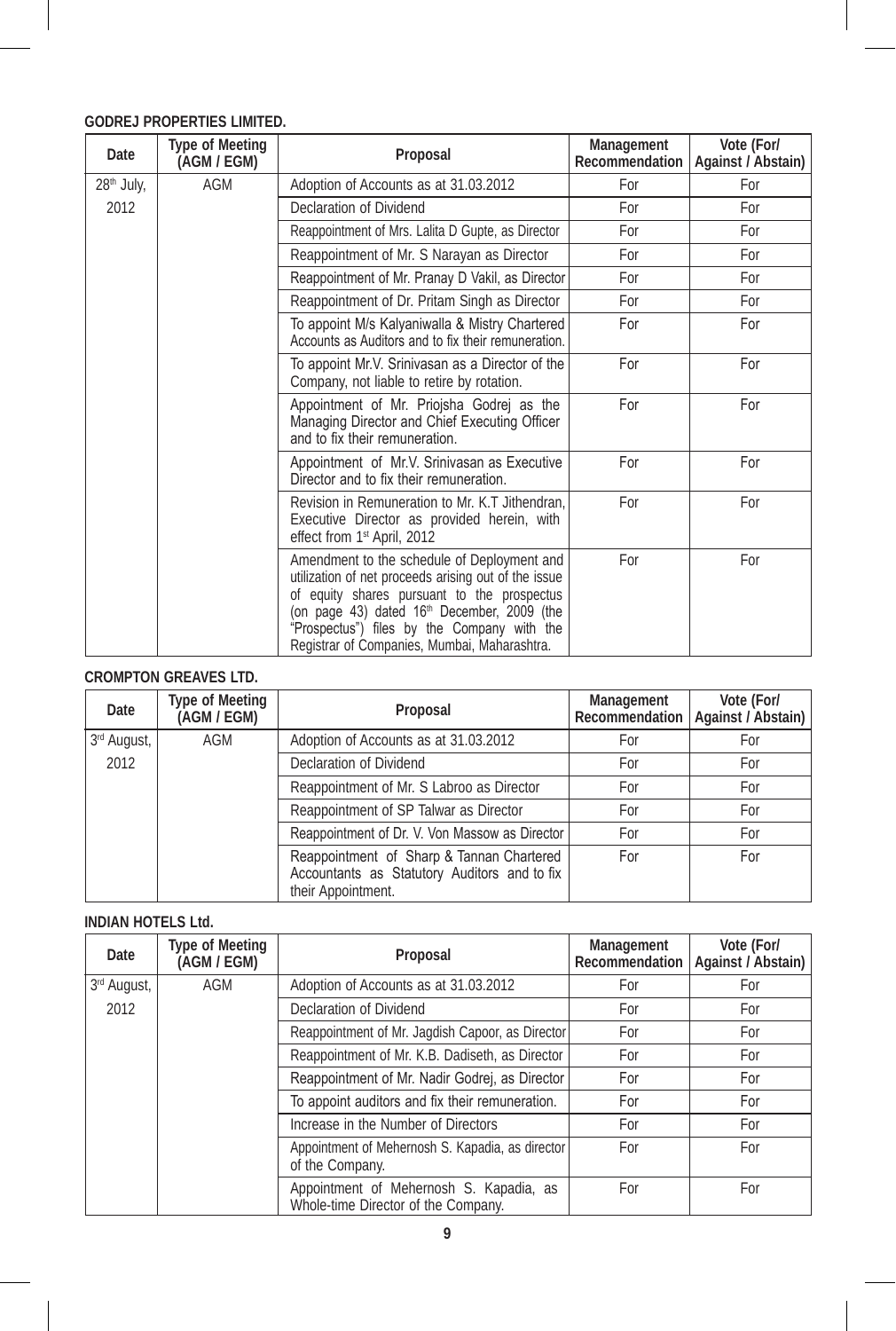**GODREJ PROPERTIES LIMITED.**

| Date | Type of Meeting (AGM / EGM) | Proposal | Management Recommendation | Vote (For/ Against / Abstain) |
|---|---|---|---|---|
| 28th July, 2012 | AGM | Adoption of Accounts as at 31.03.2012 | For | For |
| | | Declaration of Dividend | For | For |
| | | Reappointment of Mrs. Lalita D Gupte, as Director | For | For |
| | | Reappointment of Mr. S Narayan as Director | For | For |
| | | Reappointment of Mr. Pranay D Vakil, as Director | For | For |
| | | Reappointment of Dr. Pritam Singh as Director | For | For |
| | | To appoint M/s Kalyaniwalla & Mistry Chartered Accounts as Auditors and to fix their remuneration. | For | For |
| | | To appoint Mr.V. Srinivasan as a Director of the Company, not liable to retire by rotation. | For | For |
| | | Appointment of Mr. Priojsha Godrej as the Managing Director and Chief Executing Officer and to fix their remuneration. | For | For |
| | | Appointment of Mr.V. Srinivasan as Executive Director and to fix their remuneration. | For | For |
| | | Revision in Remuneration to Mr. K.T Jithendran, Executive Director as provided herein, with effect from 1st April, 2012 | For | For |
| | | Amendment to the schedule of Deployment and utilization of net proceeds arising out of the issue of equity shares pursuant to the prospectus (on page 43) dated 16th December, 2009 (the "Prospectus") files by the Company with the Registrar of Companies, Mumbai, Maharashtra. | For | For |

**CROMPTON GREAVES LTD.**

| Date | Type of Meeting (AGM / EGM) | Proposal | Management Recommendation | Vote (For/ Against / Abstain) |
|---|---|---|---|---|
| 3rd August, 2012 | AGM | Adoption of Accounts as at 31.03.2012 | For | For |
| | | Declaration of Dividend | For | For |
| | | Reappointment of Mr. S Labroo as Director | For | For |
| | | Reappointment of SP Talwar as Director | For | For |
| | | Reappointment of Dr. V. Von Massow as Director | For | For |
| | | Reappointment of Sharp & Tannan Chartered Accountants as Statutory Auditors and to fix their Appointment. | For | For |

**INDIAN HOTELS Ltd.**

| Date | Type of Meeting (AGM / EGM) | Proposal | Management Recommendation | Vote (For/ Against / Abstain) |
|---|---|---|---|---|
| 3rd August, 2012 | AGM | Adoption of Accounts as at 31.03.2012 | For | For |
| | | Declaration of Dividend | For | For |
| | | Reappointment of Mr. Jagdish Capoor, as Director | For | For |
| | | Reappointment of Mr. K.B. Dadiseth, as Director | For | For |
| | | Reappointment of Mr. Nadir Godrej, as Director | For | For |
| | | To appoint auditors and fix their remuneration. | For | For |
| | | Increase in the Number of Directors | For | For |
| | | Appointment of Mehernosh S. Kapadia, as director of the Company. | For | For |
| | | Appointment of Mehernosh S. Kapadia, as Whole-time Director of the Company. | For | For |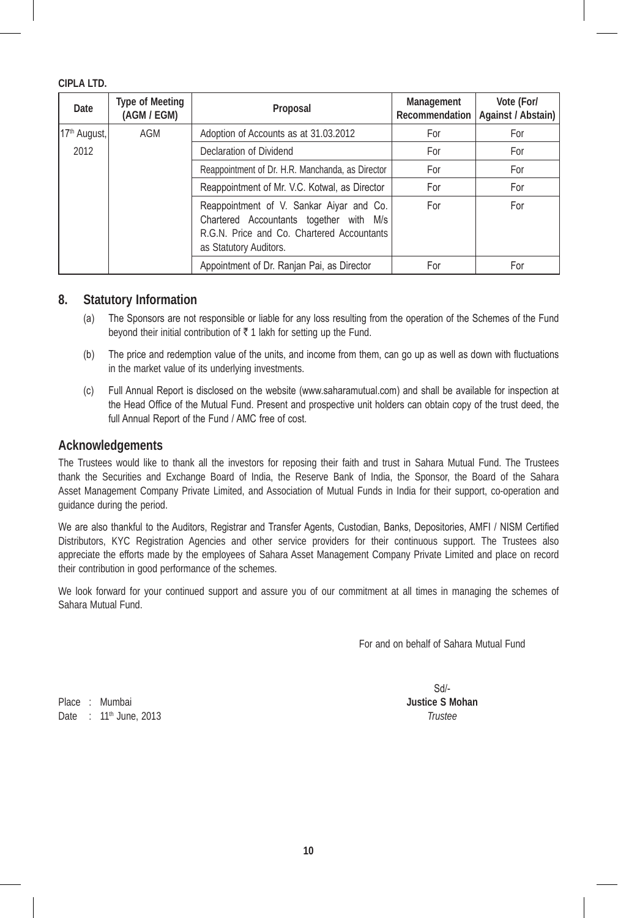**CIPLA LTD.**

| Date | Type of Meeting (AGM / EGM) | Proposal | Management Recommendation | Vote (For/ Against / Abstain) |
|---|---|---|---|---|
| 17th August, 2012 | AGM | Adoption of Accounts as at 31.03.2012 | For | For |
| | | Declaration of Dividend | For | For |
| | | Reappointment of Dr. H.R. Manchanda, as Director | For | For |
| | | Reappointment of Mr. V.C. Kotwal, as Director | For | For |
| | | Reappointment of V. Sankar Aiyar and Co. Chartered Accountants together with M/s R.G.N. Price and Co. Chartered Accountants as Statutory Auditors. | For | For |
| | | Appointment of Dr. Ranjan Pai, as Director | For | For |

## 8. Statutory Information

(a) The Sponsors are not responsible or liable for any loss resulting from the operation of the Schemes of the Fund beyond their initial contribution of ₹ 1 lakh for setting up the Fund.

(b) The price and redemption value of the units, and income from them, can go up as well as down with fluctuations in the market value of its underlying investments.

(c) Full Annual Report is disclosed on the website (www.saharamutual.com) and shall be available for inspection at the Head Office of the Mutual Fund. Present and prospective unit holders can obtain copy of the trust deed, the full Annual Report of the Fund / AMC free of cost.

## Acknowledgements

The Trustees would like to thank all the investors for reposing their faith and trust in Sahara Mutual Fund. The Trustees thank the Securities and Exchange Board of India, the Reserve Bank of India, the Sponsor, the Board of the Sahara Asset Management Company Private Limited, and Association of Mutual Funds in India for their support, co-operation and guidance during the period.

We are also thankful to the Auditors, Registrar and Transfer Agents, Custodian, Banks, Depositories, AMFI / NISM Certified Distributors, KYC Registration Agencies and other service providers for their continuous support. The Trustees also appreciate the efforts made by the employees of Sahara Asset Management Company Private Limited and place on record their contribution in good performance of the schemes.

We look forward for your continued support and assure you of our commitment at all times in managing the schemes of Sahara Mutual Fund.

For and on behalf of Sahara Mutual Fund

Sd/-

**Justice S Mohan**

*Trustee*

Place : Mumbai

Date : 11th June, 2013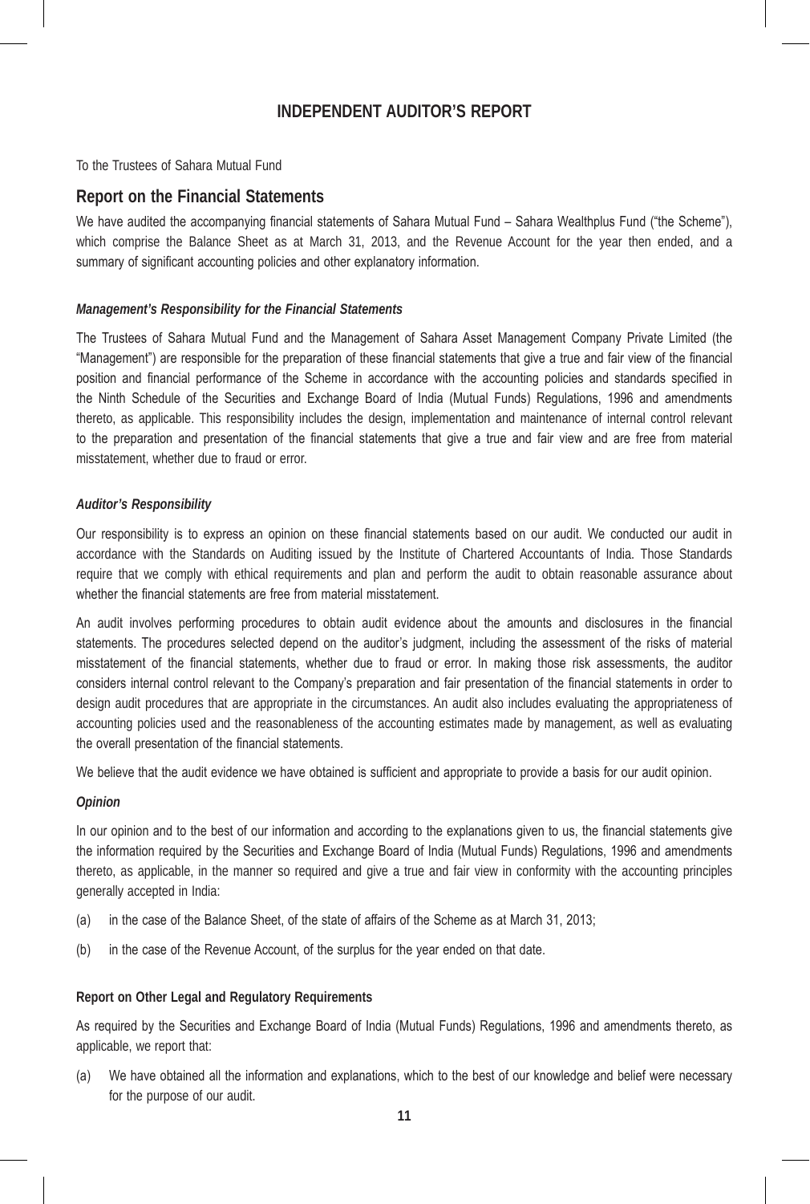# INDEPENDENT AUDITOR'S REPORT

To the Trustees of Sahara Mutual Fund

## Report on the Financial Statements

We have audited the accompanying financial statements of Sahara Mutual Fund – Sahara Wealthplus Fund ("the Scheme"), which comprise the Balance Sheet as at March 31, 2013, and the Revenue Account for the year then ended, and a summary of significant accounting policies and other explanatory information.

***Management's Responsibility for the Financial Statements***

The Trustees of Sahara Mutual Fund and the Management of Sahara Asset Management Company Private Limited (the "Management") are responsible for the preparation of these financial statements that give a true and fair view of the financial position and financial performance of the Scheme in accordance with the accounting policies and standards specified in the Ninth Schedule of the Securities and Exchange Board of India (Mutual Funds) Regulations, 1996 and amendments thereto, as applicable. This responsibility includes the design, implementation and maintenance of internal control relevant to the preparation and presentation of the financial statements that give a true and fair view and are free from material misstatement, whether due to fraud or error.

***Auditor's Responsibility***

Our responsibility is to express an opinion on these financial statements based on our audit. We conducted our audit in accordance with the Standards on Auditing issued by the Institute of Chartered Accountants of India. Those Standards require that we comply with ethical requirements and plan and perform the audit to obtain reasonable assurance about whether the financial statements are free from material misstatement.

An audit involves performing procedures to obtain audit evidence about the amounts and disclosures in the financial statements. The procedures selected depend on the auditor's judgment, including the assessment of the risks of material misstatement of the financial statements, whether due to fraud or error. In making those risk assessments, the auditor considers internal control relevant to the Company's preparation and fair presentation of the financial statements in order to design audit procedures that are appropriate in the circumstances. An audit also includes evaluating the appropriateness of accounting policies used and the reasonableness of the accounting estimates made by management, as well as evaluating the overall presentation of the financial statements.

We believe that the audit evidence we have obtained is sufficient and appropriate to provide a basis for our audit opinion.

***Opinion***

In our opinion and to the best of our information and according to the explanations given to us, the financial statements give the information required by the Securities and Exchange Board of India (Mutual Funds) Regulations, 1996 and amendments thereto, as applicable, in the manner so required and give a true and fair view in conformity with the accounting principles generally accepted in India:

(a) in the case of the Balance Sheet, of the state of affairs of the Scheme as at March 31, 2013;

(b) in the case of the Revenue Account, of the surplus for the year ended on that date.

**Report on Other Legal and Regulatory Requirements**

As required by the Securities and Exchange Board of India (Mutual Funds) Regulations, 1996 and amendments thereto, as applicable, we report that:

(a) We have obtained all the information and explanations, which to the best of our knowledge and belief were necessary for the purpose of our audit.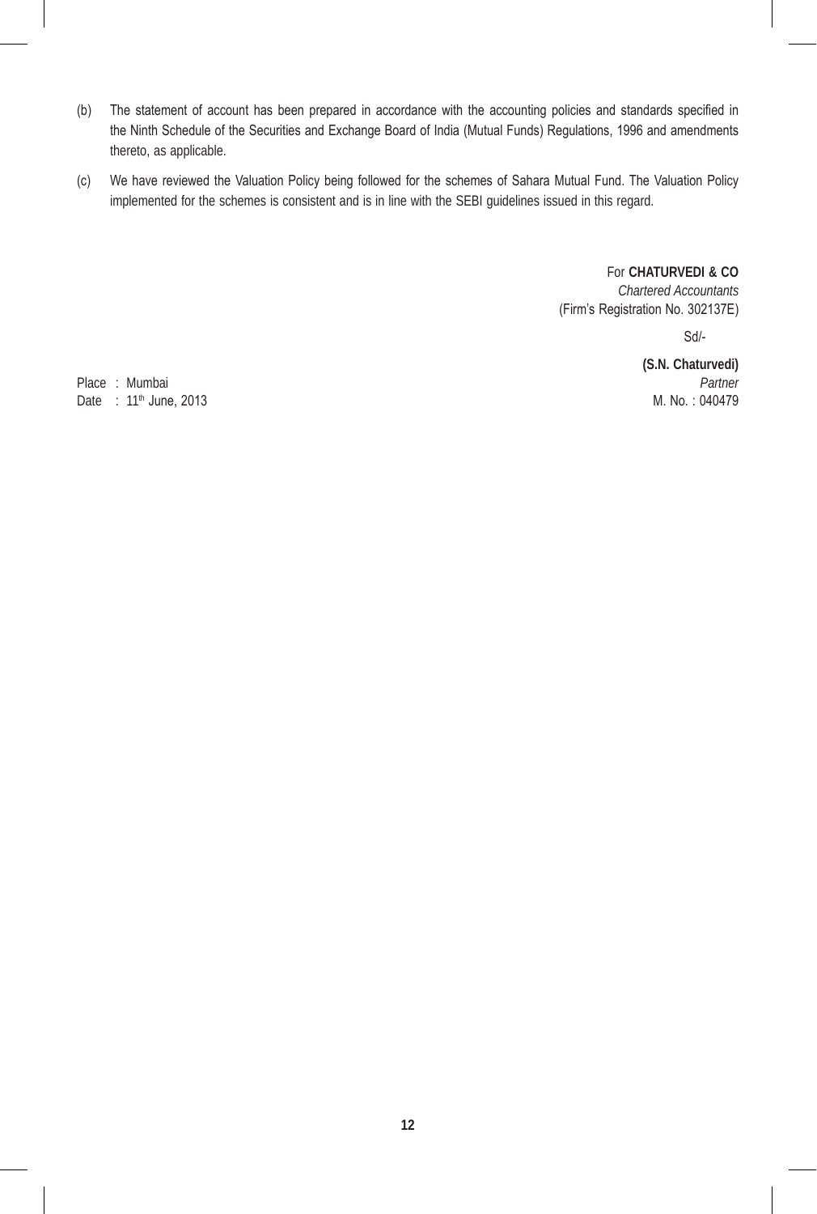(b) The statement of account has been prepared in accordance with the accounting policies and standards specified in the Ninth Schedule of the Securities and Exchange Board of India (Mutual Funds) Regulations, 1996 and amendments thereto, as applicable.

(c) We have reviewed the Valuation Policy being followed for the schemes of Sahara Mutual Fund. The Valuation Policy implemented for the schemes is consistent and is in line with the SEBI guidelines issued in this regard.

For **CHATURVEDI & CO**
*Chartered Accountants*
(Firm's Registration No. 302137E)

Sd/-

**(S.N. Chaturvedi)**
*Partner*
M. No. : 040479

Place : Mumbai
Date : 11th June, 2013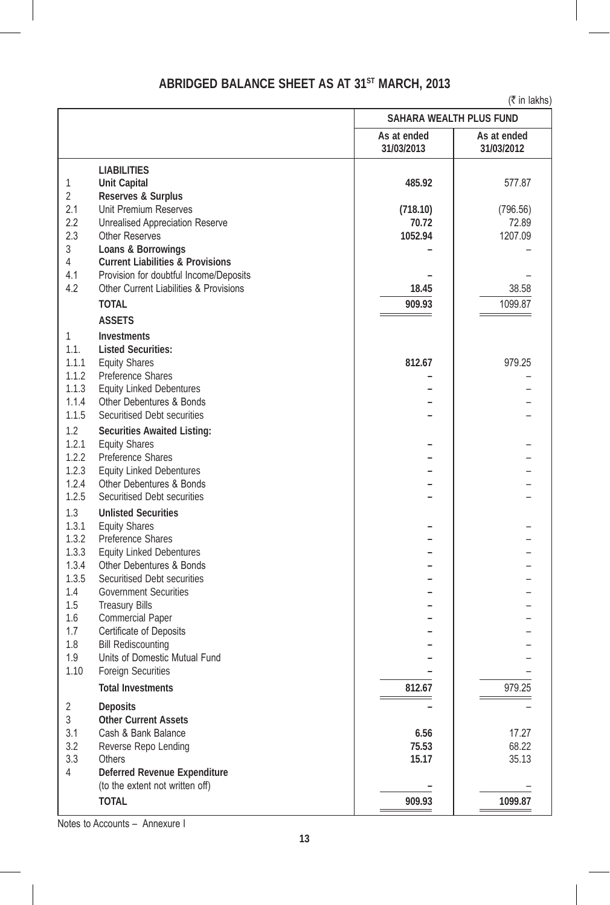## ABRIDGED BALANCE SHEET AS AT 31ST MARCH, 2013

(₹ in lakhs)

| | | SAHARA WEALTH PLUS FUND | |
|---|---|---|---|
| | | **As at ended 31/03/2013** | **As at ended 31/03/2012** |
| | **LIABILITIES** | | |
| 1 | **Unit Capital** | **485.92** | 577.87 |
| 2 | **Reserves & Surplus** | | |
| 2.1 | Unit Premium Reserves | **(718.10)** | (796.56) |
| 2.2 | Unrealised Appreciation Reserve | **70.72** | 72.89 |
| 2.3 | Other Reserves | **1052.94** | 1207.09 |
| 3 | **Loans & Borrowings** | **–** | – |
| 4 | **Current Liabilities & Provisions** | | |
| 4.1 | Provision for doubtful Income/Deposits | **–** | – |
| 4.2 | Other Current Liabilities & Provisions | **18.45** | 38.58 |
| | **TOTAL** | **909.93** | 1099.87 |
| | **ASSETS** | | |
| 1 | **Investments** | | |
| 1.1. | **Listed Securities:** | | |
| 1.1.1 | Equity Shares | **812.67** | 979.25 |
| 1.1.2 | Preference Shares | **–** | – |
| 1.1.3 | Equity Linked Debentures | **–** | – |
| 1.1.4 | Other Debentures & Bonds | **–** | – |
| 1.1.5 | Securitised Debt securities | **–** | – |
| 1.2 | **Securities Awaited Listing:** | | |
| 1.2.1 | Equity Shares | **–** | – |
| 1.2.2 | Preference Shares | **–** | – |
| 1.2.3 | Equity Linked Debentures | **–** | – |
| 1.2.4 | Other Debentures & Bonds | **–** | – |
| 1.2.5 | Securitised Debt securities | **–** | – |
| 1.3 | **Unlisted Securities** | | |
| 1.3.1 | Equity Shares | **–** | – |
| 1.3.2 | Preference Shares | **–** | – |
| 1.3.3 | Equity Linked Debentures | **–** | – |
| 1.3.4 | Other Debentures & Bonds | **–** | – |
| 1.3.5 | Securitised Debt securities | **–** | – |
| 1.4 | Government Securities | **–** | – |
| 1.5 | Treasury Bills | **–** | – |
| 1.6 | Commercial Paper | **–** | – |
| 1.7 | Certificate of Deposits | **–** | – |
| 1.8 | Bill Rediscounting | **–** | – |
| 1.9 | Units of Domestic Mutual Fund | **–** | – |
| 1.10 | Foreign Securities | **–** | – |
| | **Total Investments** | **812.67** | 979.25 |
| 2 | **Deposits** | **–** | – |
| 3 | **Other Current Assets** | | |
| 3.1 | Cash & Bank Balance | **6.56** | 17.27 |
| 3.2 | Reverse Repo Lending | **75.53** | 68.22 |
| 3.3 | Others | **15.17** | 35.13 |
| 4 | **Deferred Revenue Expenditure** (to the extent not written off) | **–** | – |
| | **TOTAL** | **909.93** | **1099.87** |

Notes to Accounts – Annexure I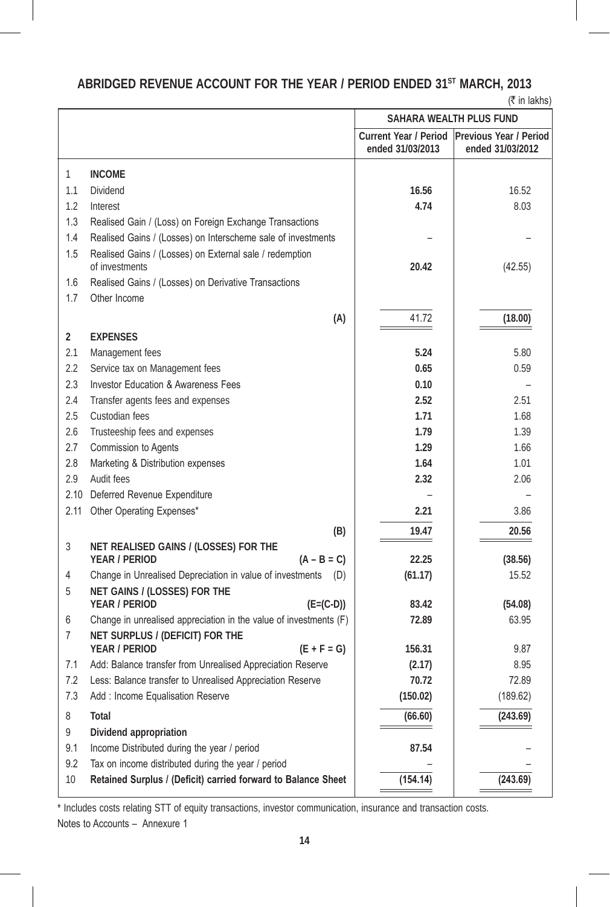## ABRIDGED REVENUE ACCOUNT FOR THE YEAR / PERIOD ENDED 31ST MARCH, 2013

(₹ in lakhs)

| | | SAHARA WEALTH PLUS FUND | |
|---|---|---|---|
| | | **Current Year / Period ended 31/03/2013** | **Previous Year / Period ended 31/03/2012** |
| **1** | **INCOME** | | |
| 1.1 | Dividend | **16.56** | 16.52 |
| 1.2 | Interest | **4.74** | 8.03 |
| 1.3 | Realised Gain / (Loss) on Foreign Exchange Transactions | | |
| 1.4 | Realised Gains / (Losses) on Interscheme sale of investments | – | – |
| 1.5 | Realised Gains / (Losses) on External sale / redemption of investments | **20.42** | (42.55) |
| 1.6 | Realised Gains / (Losses) on Derivative Transactions | | |
| 1.7 | Other Income | | |
| | (A) | 41.72 | **(18.00)** |
| **2** | **EXPENSES** | | |
| 2.1 | Management fees | **5.24** | 5.80 |
| 2.2 | Service tax on Management fees | **0.65** | 0.59 |
| 2.3 | Investor Education & Awareness Fees | **0.10** | – |
| 2.4 | Transfer agents fees and expenses | **2.52** | 2.51 |
| 2.5 | Custodian fees | **1.71** | 1.68 |
| 2.6 | Trusteeship fees and expenses | **1.79** | 1.39 |
| 2.7 | Commission to Agents | **1.29** | 1.66 |
| 2.8 | Marketing & Distribution expenses | **1.64** | 1.01 |
| 2.9 | Audit fees | **2.32** | 2.06 |
| 2.10 | Deferred Revenue Expenditure | – | – |
| 2.11 | Other Operating Expenses* | **2.21** | 3.86 |
| | (B) | **19.47** | **20.56** |
| 3 | **NET REALISED GAINS / (LOSSES) FOR THE YEAR / PERIOD (A – B = C)** | **22.25** | **(38.56)** |
| 4 | Change in Unrealised Depreciation in value of investments (D) | **(61.17)** | 15.52 |
| 5 | **NET GAINS / (LOSSES) FOR THE YEAR / PERIOD (E=(C-D))** | **83.42** | **(54.08)** |
| 6 | Change in unrealised appreciation in the value of investments (F) | **72.89** | 63.95 |
| 7 | **NET SURPLUS / (DEFICIT) FOR THE YEAR / PERIOD (E + F = G)** | **156.31** | 9.87 |
| 7.1 | Add: Balance transfer from Unrealised Appreciation Reserve | **(2.17)** | 8.95 |
| 7.2 | Less: Balance transfer to Unrealised Appreciation Reserve | **70.72** | 72.89 |
| 7.3 | Add : Income Equalisation Reserve | **(150.02)** | (189.62) |
| 8 | **Total** | **(66.60)** | **(243.69)** |
| 9 | **Dividend appropriation** | | |
| 9.1 | Income Distributed during the year / period | **87.54** | – |
| 9.2 | Tax on income distributed during the year / period | – | – |
| 10 | **Retained Surplus / (Deficit) carried forward to Balance Sheet** | **(154.14)** | **(243.69)** |

\* Includes costs relating STT of equity transactions, investor communication, insurance and transaction costs.

Notes to Accounts – Annexure 1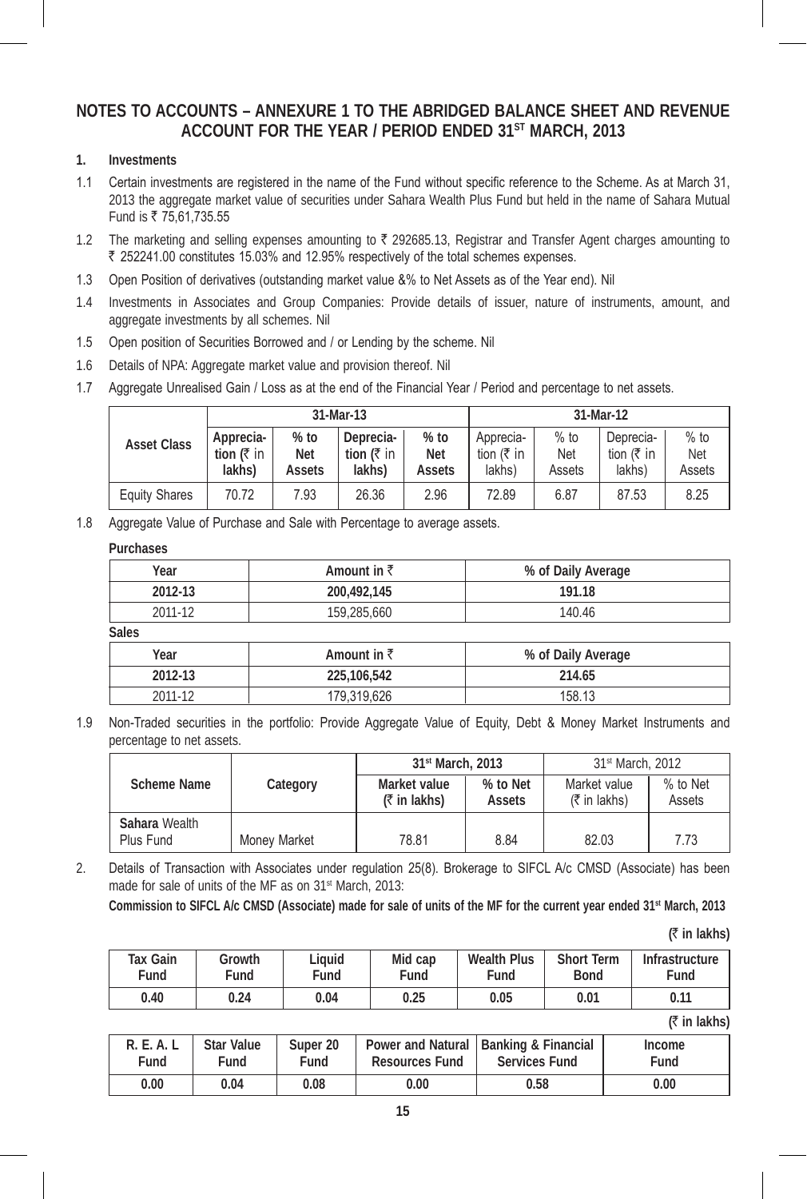# NOTES TO ACCOUNTS – ANNEXURE 1 TO THE ABRIDGED BALANCE SHEET AND REVENUE ACCOUNT FOR THE YEAR / PERIOD ENDED 31ST MARCH, 2013

**1. Investments**

1.1 Certain investments are registered in the name of the Fund without specific reference to the Scheme. As at March 31, 2013 the aggregate market value of securities under Sahara Wealth Plus Fund but held in the name of Sahara Mutual Fund is ₹ 75,61,735.55

1.2 The marketing and selling expenses amounting to ₹ 292685.13, Registrar and Transfer Agent charges amounting to ₹ 252241.00 constitutes 15.03% and 12.95% respectively of the total schemes expenses.

1.3 Open Position of derivatives (outstanding market value &% to Net Assets as of the Year end). Nil

1.4 Investments in Associates and Group Companies: Provide details of issuer, nature of instruments, amount, and aggregate investments by all schemes. Nil

1.5 Open position of Securities Borrowed and / or Lending by the scheme. Nil

1.6 Details of NPA: Aggregate market value and provision thereof. Nil

1.7 Aggregate Unrealised Gain / Loss as at the end of the Financial Year / Period and percentage to net assets.

| Asset Class | 31-Mar-13 | | | | 31-Mar-12 | | | |
|---|---|---|---|---|---|---|---|---|
| | Apprecia-tion (₹ in lakhs) | % to Net Assets | Deprecia-tion (₹ in lakhs) | % to Net Assets | Apprecia-tion (₹ in lakhs) | % to Net Assets | Deprecia-tion (₹ in lakhs) | % to Net Assets |
| Equity Shares | 70.72 | 7.93 | 26.36 | 2.96 | 72.89 | 6.87 | 87.53 | 8.25 |

1.8 Aggregate Value of Purchase and Sale with Percentage to average assets.

**Purchases**

| Year | Amount in ₹ | % of Daily Average |
|---|---|---|
| **2012-13** | **200,492,145** | **191.18** |
| 2011-12 | 159,285,660 | 140.46 |

**Sales**

| Year | Amount in ₹ | % of Daily Average |
|---|---|---|
| **2012-13** | **225,106,542** | **214.65** |
| 2011-12 | 179,319,626 | 158.13 |

1.9 Non-Traded securities in the portfolio: Provide Aggregate Value of Equity, Debt & Money Market Instruments and percentage to net assets.

| Scheme Name | Category | 31st March, 2013 | | 31st March, 2012 | |
|---|---|---|---|---|---|
| | | Market value (₹ in lakhs) | % to Net Assets | Market value (₹ in lakhs) | % to Net Assets |
| **Sahara** Wealth Plus Fund | Money Market | 78.81 | 8.84 | 82.03 | 7.73 |

2. Details of Transaction with Associates under regulation 25(8). Brokerage to SIFCL A/c CMSD (Associate) has been made for sale of units of the MF as on 31st March, 2013:

**Commission to SIFCL A/c CMSD (Associate) made for sale of units of the MF for the current year ended 31st March, 2013**

**(₹ in lakhs)**

| Tax Gain Fund | Growth Fund | Liquid Fund | Mid cap Fund | Wealth Plus Fund | Short Term Bond | Infrastructure Fund |
|---|---|---|---|---|---|---|
| 0.40 | 0.24 | 0.04 | 0.25 | 0.05 | 0.01 | 0.11 |

**(₹ in lakhs)**

| R. E. A. L Fund | Star Value Fund | Super 20 Fund | Power and Natural Resources Fund | Banking & Financial Services Fund | Income Fund |
|---|---|---|---|---|---|
| 0.00 | 0.04 | 0.08 | 0.00 | 0.58 | 0.00 |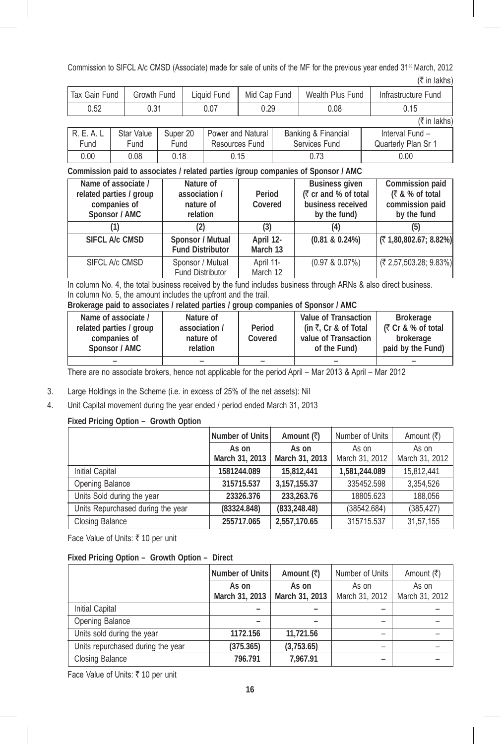Commission to SIFCL A/c CMSD (Associate) made for sale of units of the MF for the previous year ended 31st March, 2012

(₹ in lakhs)

| Tax Gain Fund | Growth Fund | Liquid Fund | Mid Cap Fund | Wealth Plus Fund | Infrastructure Fund |
|---|---|---|---|---|---|
| 0.52 | 0.31 | 0.07 | 0.29 | 0.08 | 0.15 |

(₹ in lakhs)

| R. E. A. L Fund | Star Value Fund | Super 20 Fund | Power and Natural Resources Fund | Banking & Financial Services Fund | Interval Fund – Quarterly Plan Sr 1 |
|---|---|---|---|---|---|
| 0.00 | 0.08 | 0.18 | 0.15 | 0.73 | 0.00 |

**Commission paid to associates / related parties /group companies of Sponsor / AMC**

| Name of associate / related parties / group companies of Sponsor / AMC | Nature of association / nature of relation | Period Covered | Business given (₹ cr and % of total business received by the fund) | Commission paid (₹ & % of total commission paid by the fund |
|---|---|---|---|---|
| (1) | (2) | (3) | (4) | (5) |
| **SIFCL A/c CMSD** | **Sponsor / Mutual Fund Distributor** | **April 12- March 13** | **(0.81 & 0.24%)** | **(₹ 1,80,802.67; 8.82%)** |
| SIFCL A/c CMSD | Sponsor / Mutual Fund Distributor | April 11- March 12 | (0.97 & 0.07%) | (₹ 2,57,503.28; 9.83%) |

In column No. 4, the total business received by the fund includes business through ARNs & also direct business.
In column No. 5, the amount includes the upfront and the trail.

**Brokerage paid to associates / related parties / group companies of Sponsor / AMC**

| Name of associate / related parties / group companies of Sponsor / AMC | Nature of association / nature of relation | Period Covered | Value of Transaction (in ₹, Cr & of Total value of Transaction of the Fund) | Brokerage (₹ Cr & % of total brokerage paid by the Fund) |
|---|---|---|---|---|
| – | – | – | – | – |

There are no associate brokers, hence not applicable for the period April – Mar 2013 & April – Mar 2012

3. Large Holdings in the Scheme (i.e. in excess of 25% of the net assets): Nil

4. Unit Capital movement during the year ended / period ended March 31, 2013

**Fixed Pricing Option – Growth Option**

| | Number of Units As on March 31, 2013 | Amount (₹) As on March 31, 2013 | Number of Units As on March 31, 2012 | Amount (₹) As on March 31, 2012 |
|---|---|---|---|---|
| Initial Capital | **1581244.089** | **15,812,441** | **1,581,244.089** | 15,812,441 |
| Opening Balance | **315715.537** | **3,157,155.37** | 335452.598 | 3,354,526 |
| Units Sold during the year | **23326.376** | **233,263.76** | 18805.623 | 188,056 |
| Units Repurchased during the year | **(83324.848)** | **(833,248.48)** | (38542.684) | (385,427) |
| Closing Balance | **255717.065** | **2,557,170.65** | 315715.537 | 31,57,155 |

Face Value of Units: ₹ 10 per unit

**Fixed Pricing Option – Growth Option – Direct**

| | Number of Units As on March 31, 2013 | Amount (₹) As on March 31, 2013 | Number of Units As on March 31, 2012 | Amount (₹) As on March 31, 2012 |
|---|---|---|---|---|
| Initial Capital | – | – | – | – |
| Opening Balance | – | – | – | – |
| Units sold during the year | **1172.156** | **11,721.56** | – | – |
| Units repurchased during the year | **(375.365)** | **(3,753.65)** | – | – |
| Closing Balance | **796.791** | **7,967.91** | – | – |

Face Value of Units: ₹ 10 per unit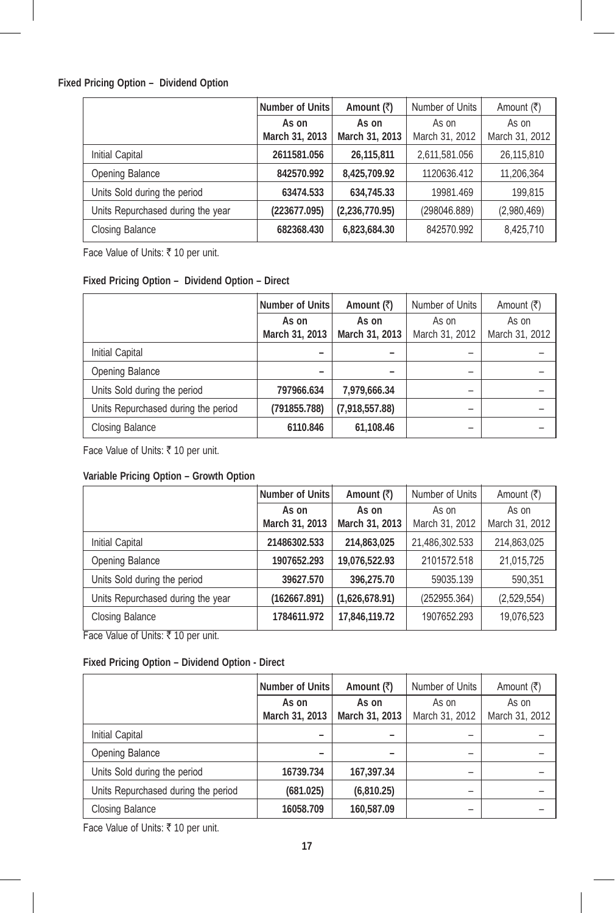**Fixed Pricing Option – Dividend Option**

| | Number of Units | Amount (₹) | Number of Units | Amount (₹) |
|---|---|---|---|---|
| | As on March 31, 2013 | As on March 31, 2013 | As on March 31, 2012 | As on March 31, 2012 |
| Initial Capital | 2611581.056 | 26,115,811 | 2,611,581.056 | 26,115,810 |
| Opening Balance | 842570.992 | 8,425,709.92 | 1120636.412 | 11,206,364 |
| Units Sold during the period | 63474.533 | 634,745.33 | 19981.469 | 199,815 |
| Units Repurchased during the year | (223677.095) | (2,236,770.95) | (298046.889) | (2,980,469) |
| Closing Balance | 682368.430 | 6,823,684.30 | 842570.992 | 8,425,710 |

Face Value of Units: ₹ 10 per unit.

**Fixed Pricing Option – Dividend Option – Direct**

| | Number of Units | Amount (₹) | Number of Units | Amount (₹) |
|---|---|---|---|---|
| | As on March 31, 2013 | As on March 31, 2013 | As on March 31, 2012 | As on March 31, 2012 |
| Initial Capital | – | – | – | – |
| Opening Balance | – | – | – | – |
| Units Sold during the period | 797966.634 | 7,979,666.34 | – | – |
| Units Repurchased during the period | (791855.788) | (7,918,557.88) | – | – |
| Closing Balance | 6110.846 | 61,108.46 | – | – |

Face Value of Units: ₹ 10 per unit.

**Variable Pricing Option – Growth Option**

| | Number of Units | Amount (₹) | Number of Units | Amount (₹) |
|---|---|---|---|---|
| | As on March 31, 2013 | As on March 31, 2013 | As on March 31, 2012 | As on March 31, 2012 |
| Initial Capital | 21486302.533 | 214,863,025 | 21,486,302.533 | 214,863,025 |
| Opening Balance | 1907652.293 | 19,076,522.93 | 2101572.518 | 21,015,725 |
| Units Sold during the period | 39627.570 | 396,275.70 | 59035.139 | 590,351 |
| Units Repurchased during the year | (162667.891) | (1,626,678.91) | (252955.364) | (2,529,554) |
| Closing Balance | 1784611.972 | 17,846,119.72 | 1907652.293 | 19,076,523 |

Face Value of Units: ₹ 10 per unit.

**Fixed Pricing Option – Dividend Option - Direct**

| | Number of Units | Amount (₹) | Number of Units | Amount (₹) |
|---|---|---|---|---|
| | As on March 31, 2013 | As on March 31, 2013 | As on March 31, 2012 | As on March 31, 2012 |
| Initial Capital | – | – | – | – |
| Opening Balance | – | – | – | – |
| Units Sold during the period | 16739.734 | 167,397.34 | – | – |
| Units Repurchased during the period | (681.025) | (6,810.25) | – | – |
| Closing Balance | 16058.709 | 160,587.09 | – | – |

Face Value of Units: ₹ 10 per unit.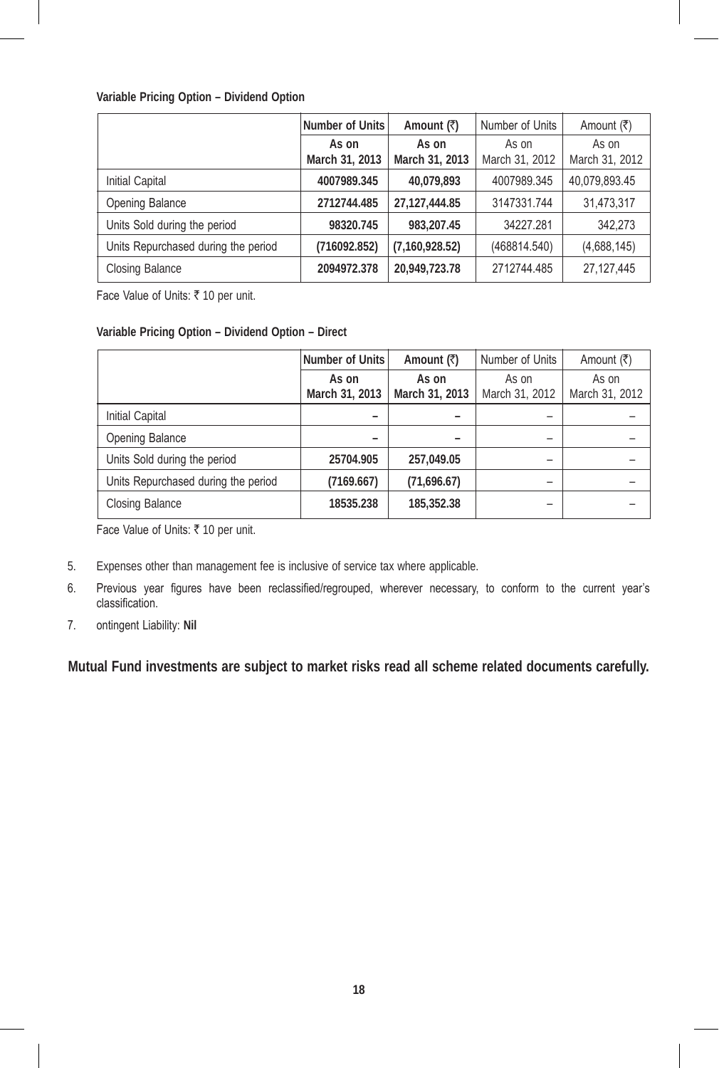**Variable Pricing Option – Dividend Option**

| | Number of Units | Amount (₹) | Number of Units | Amount (₹) |
|---|---|---|---|---|
| | As on March 31, 2013 | As on March 31, 2013 | As on March 31, 2012 | As on March 31, 2012 |
| Initial Capital | 4007989.345 | 40,079,893 | 4007989.345 | 40,079,893.45 |
| Opening Balance | 2712744.485 | 27,127,444.85 | 3147331.744 | 31,473,317 |
| Units Sold during the period | 98320.745 | 983,207.45 | 34227.281 | 342,273 |
| Units Repurchased during the period | (716092.852) | (7,160,928.52) | (468814.540) | (4,688,145) |
| Closing Balance | 2094972.378 | 20,949,723.78 | 2712744.485 | 27,127,445 |

Face Value of Units: ₹ 10 per unit.

**Variable Pricing Option – Dividend Option – Direct**

| | Number of Units | Amount (₹) | Number of Units | Amount (₹) |
|---|---|---|---|---|
| | As on March 31, 2013 | As on March 31, 2013 | As on March 31, 2012 | As on March 31, 2012 |
| Initial Capital | – | – | – | – |
| Opening Balance | – | – | – | – |
| Units Sold during the period | 25704.905 | 257,049.05 | – | – |
| Units Repurchased during the period | (7169.667) | (71,696.67) | – | – |
| Closing Balance | 18535.238 | 185,352.38 | – | – |

Face Value of Units: ₹ 10 per unit.

5. Expenses other than management fee is inclusive of service tax where applicable.

6. Previous year figures have been reclassified/regrouped, wherever necessary, to conform to the current year's classification.

7. ontingent Liability: **Nil**

**Mutual Fund investments are subject to market risks read all scheme related documents carefully.**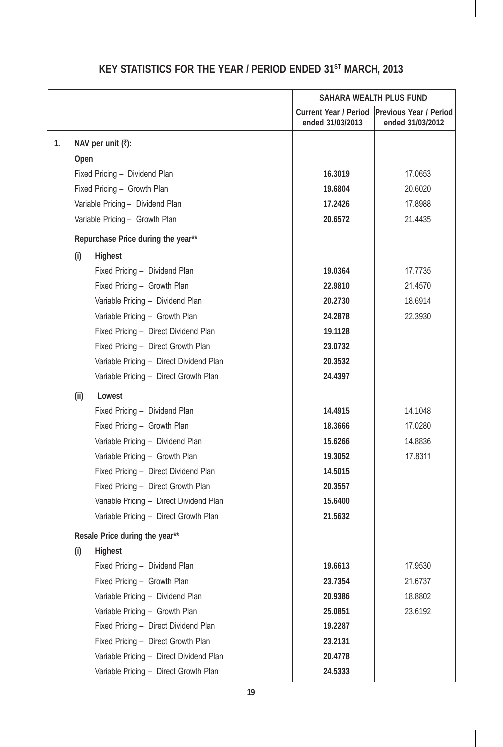# KEY STATISTICS FOR THE YEAR / PERIOD ENDED 31ST MARCH, 2013

| | SAHARA WEALTH PLUS FUND | |
|---|---|---|
| | **Current Year / Period ended 31/03/2013** | **Previous Year / Period ended 31/03/2012** |
| **1. NAV per unit (₹):** | | |
| **Open** | | |
| Fixed Pricing – Dividend Plan | **16.3019** | 17.0653 |
| Fixed Pricing – Growth Plan | **19.6804** | 20.6020 |
| Variable Pricing – Dividend Plan | **17.2426** | 17.8988 |
| Variable Pricing – Growth Plan | **20.6572** | 21.4435 |
| **Repurchase Price during the year\*\*** | | |
| **(i) Highest** | | |
| Fixed Pricing – Dividend Plan | **19.0364** | 17.7735 |
| Fixed Pricing – Growth Plan | **22.9810** | 21.4570 |
| Variable Pricing – Dividend Plan | **20.2730** | 18.6914 |
| Variable Pricing – Growth Plan | **24.2878** | 22.3930 |
| Fixed Pricing – Direct Dividend Plan | **19.1128** | |
| Fixed Pricing – Direct Growth Plan | **23.0732** | |
| Variable Pricing – Direct Dividend Plan | **20.3532** | |
| Variable Pricing – Direct Growth Plan | **24.4397** | |
| **(ii) Lowest** | | |
| Fixed Pricing – Dividend Plan | **14.4915** | 14.1048 |
| Fixed Pricing – Growth Plan | **18.3666** | 17.0280 |
| Variable Pricing – Dividend Plan | **15.6266** | 14.8836 |
| Variable Pricing – Growth Plan | **19.3052** | 17.8311 |
| Fixed Pricing – Direct Dividend Plan | **14.5015** | |
| Fixed Pricing – Direct Growth Plan | **20.3557** | |
| Variable Pricing – Direct Dividend Plan | **15.6400** | |
| Variable Pricing – Direct Growth Plan | **21.5632** | |
| **Resale Price during the year\*\*** | | |
| **(i) Highest** | | |
| Fixed Pricing – Dividend Plan | **19.6613** | 17.9530 |
| Fixed Pricing – Growth Plan | **23.7354** | 21.6737 |
| Variable Pricing – Dividend Plan | **20.9386** | 18.8802 |
| Variable Pricing – Growth Plan | **25.0851** | 23.6192 |
| Fixed Pricing – Direct Dividend Plan | **19.2287** | |
| Fixed Pricing – Direct Growth Plan | **23.2131** | |
| Variable Pricing – Direct Dividend Plan | **20.4778** | |
| Variable Pricing – Direct Growth Plan | **24.5333** | |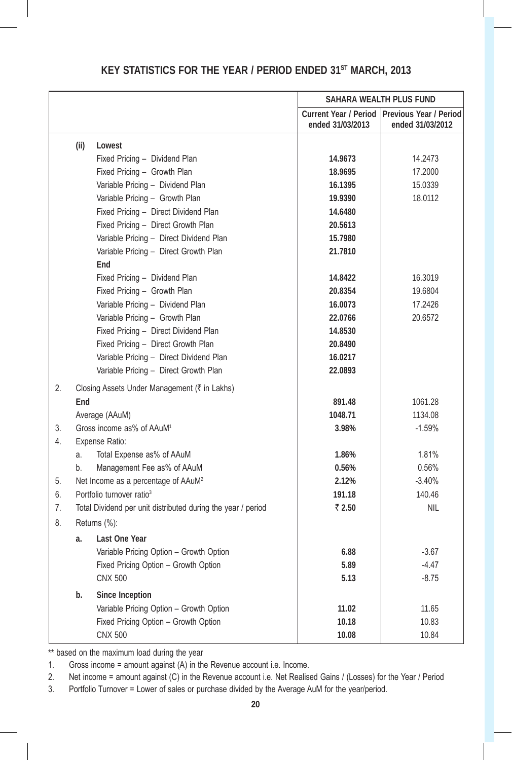## KEY STATISTICS FOR THE YEAR / PERIOD ENDED 31ST MARCH, 2013

| | | | SAHARA WEALTH PLUS FUND | |
|---|---|---|---|---|
| | | | Current Year / Period ended 31/03/2013 | Previous Year / Period ended 31/03/2012 |
| | (ii) | **Lowest** | | |
| | | Fixed Pricing – Dividend Plan | **14.9673** | 14.2473 |
| | | Fixed Pricing – Growth Plan | **18.9695** | 17.2000 |
| | | Variable Pricing – Dividend Plan | **16.1395** | 15.0339 |
| | | Variable Pricing – Growth Plan | **19.9390** | 18.0112 |
| | | Fixed Pricing – Direct Dividend Plan | **14.6480** | |
| | | Fixed Pricing – Direct Growth Plan | **20.5613** | |
| | | Variable Pricing – Direct Dividend Plan | **15.7980** | |
| | | Variable Pricing – Direct Growth Plan | **21.7810** | |
| | | **End** | | |
| | | Fixed Pricing – Dividend Plan | **14.8422** | 16.3019 |
| | | Fixed Pricing – Growth Plan | **20.8354** | 19.6804 |
| | | Variable Pricing – Dividend Plan | **16.0073** | 17.2426 |
| | | Variable Pricing – Growth Plan | **22.0766** | 20.6572 |
| | | Fixed Pricing – Direct Dividend Plan | **14.8530** | |
| | | Fixed Pricing – Direct Growth Plan | **20.8490** | |
| | | Variable Pricing – Direct Dividend Plan | **16.0217** | |
| | | Variable Pricing – Direct Growth Plan | **22.0893** | |
| 2. | Closing Assets Under Management (₹ in Lakhs) | | | |
| | **End** | | **891.48** | 1061.28 |
| | Average (AAuM) | | **1048.71** | 1134.08 |
| 3. | Gross income as% of AAuM[1] | | **3.98%** | -1.59% |
| 4. | Expense Ratio: | | | |
| | a. | Total Expense as% of AAuM | **1.86%** | 1.81% |
| | b. | Management Fee as% of AAuM | **0.56%** | 0.56% |
| 5. | Net Income as a percentage of AAuM[2] | | **2.12%** | -3.40% |
| 6. | Portfolio turnover ratio[3] | | **191.18** | 140.46 |
| 7. | Total Dividend per unit distributed during the year / period | | **₹ 2.50** | NIL |
| 8. | Returns (%): | | | |
| | **a.** | **Last One Year** | | |
| | | Variable Pricing Option – Growth Option | **6.88** | -3.67 |
| | | Fixed Pricing Option – Growth Option | **5.89** | -4.47 |
| | | CNX 500 | **5.13** | -8.75 |
| | **b.** | **Since Inception** | | |
| | | Variable Pricing Option – Growth Option | **11.02** | 11.65 |
| | | Fixed Pricing Option – Growth Option | **10.18** | 10.83 |
| | | CNX 500 | **10.08** | 10.84 |

** based on the maximum load during the year

1. Gross income = amount against (A) in the Revenue account i.e. Income.
2. Net income = amount against (C) in the Revenue account i.e. Net Realised Gains / (Losses) for the Year / Period
3. Portfolio Turnover = Lower of sales or purchase divided by the Average AuM for the year/period.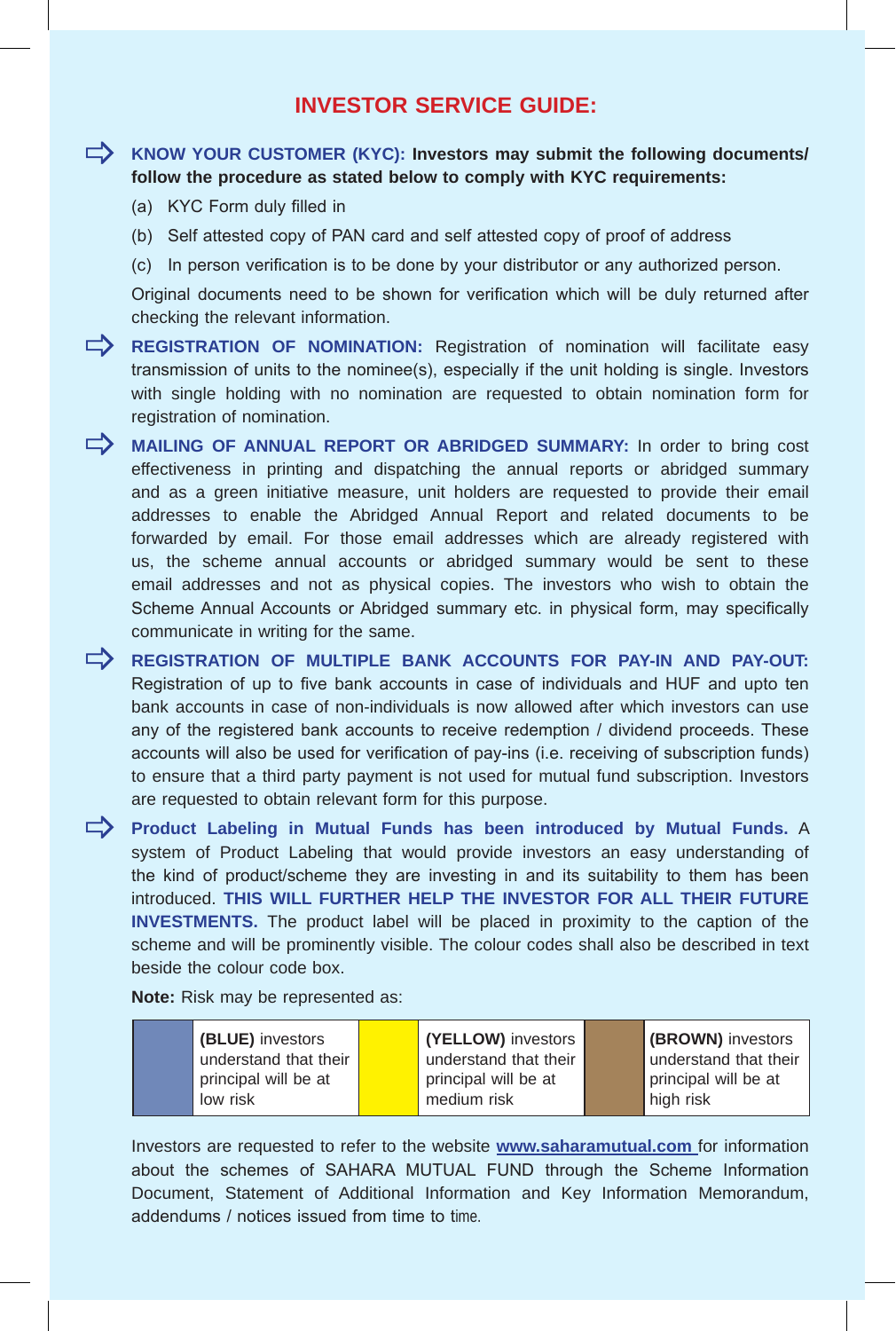# INVESTOR SERVICE GUIDE:

- **KNOW YOUR CUSTOMER (KYC): Investors may submit the following documents/ follow the procedure as stated below to comply with KYC requirements:**

  (a) KYC Form duly filled in

  (b) Self attested copy of PAN card and self attested copy of proof of address

  (c) In person verification is to be done by your distributor or any authorized person.

  Original documents need to be shown for verification which will be duly returned after checking the relevant information.

- **REGISTRATION OF NOMINATION:** Registration of nomination will facilitate easy transmission of units to the nominee(s), especially if the unit holding is single. Investors with single holding with no nomination are requested to obtain nomination form for registration of nomination.

- **MAILING OF ANNUAL REPORT OR ABRIDGED SUMMARY:** In order to bring cost effectiveness in printing and dispatching the annual reports or abridged summary and as a green initiative measure, unit holders are requested to provide their email addresses to enable the Abridged Annual Report and related documents to be forwarded by email. For those email addresses which are already registered with us, the scheme annual accounts or abridged summary would be sent to these email addresses and not as physical copies. The investors who wish to obtain the Scheme Annual Accounts or Abridged summary etc. in physical form, may specifically communicate in writing for the same.

- **REGISTRATION OF MULTIPLE BANK ACCOUNTS FOR PAY-IN AND PAY-OUT:** Registration of up to five bank accounts in case of individuals and HUF and upto ten bank accounts in case of non-individuals is now allowed after which investors can use any of the registered bank accounts to receive redemption / dividend proceeds. These accounts will also be used for verification of pay-ins (i.e. receiving of subscription funds) to ensure that a third party payment is not used for mutual fund subscription. Investors are requested to obtain relevant form for this purpose.

- **Product Labeling in Mutual Funds has been introduced by Mutual Funds.** A system of Product Labeling that would provide investors an easy understanding of the kind of product/scheme they are investing in and its suitability to them has been introduced. **THIS WILL FURTHER HELP THE INVESTOR FOR ALL THEIR FUTURE INVESTMENTS.** The product label will be placed in proximity to the caption of the scheme and will be prominently visible. The colour codes shall also be described in text beside the colour code box.

  **Note:** Risk may be represented as:

| | | | | | |
|---|---|---|---|---|---|
| (Blue box) | **(BLUE)** investors understand that their principal will be at low risk | (Yellow box) | **(YELLOW)** investors understand that their principal will be at medium risk | (Brown box) | **(BROWN)** investors understand that their principal will be at high risk |

  Investors are requested to refer to the website **www.saharamutual.com** for information about the schemes of SAHARA MUTUAL FUND through the Scheme Information Document, Statement of Additional Information and Key Information Memorandum, addendums / notices issued from time to time.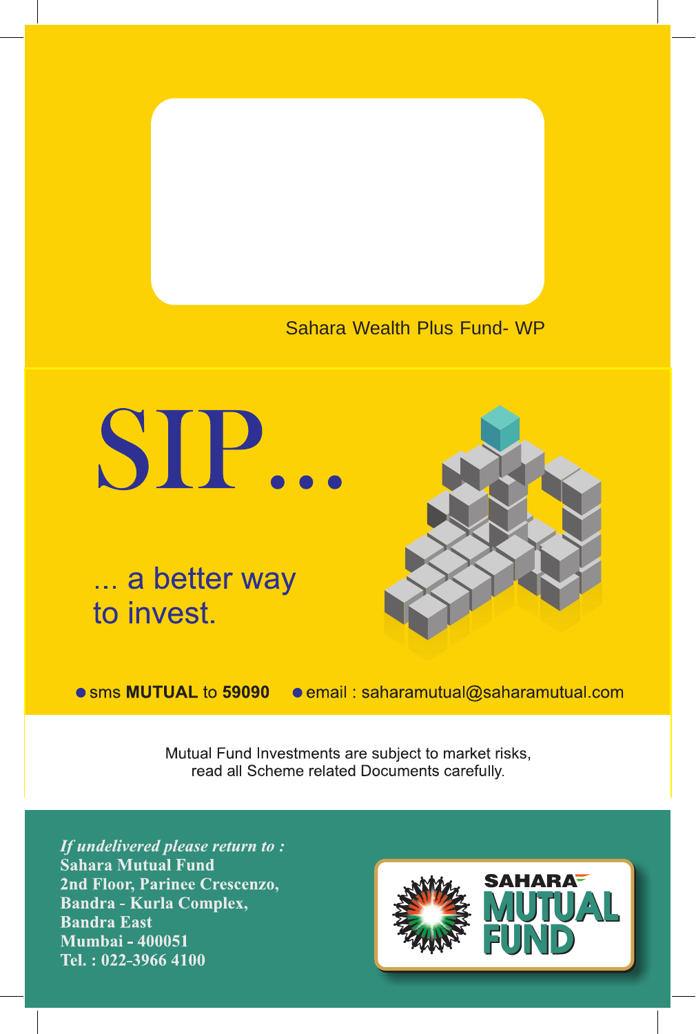Sahara Wealth Plus Fund- WP

# SIP...

... a better way to invest.

- sms **MUTUAL** to **59090**
- email : saharamutual@saharamutual.com

Mutual Fund Investments are subject to market risks, read all Scheme related Documents carefully.

***If undelivered please return to :***
**Sahara Mutual Fund**
**2nd Floor, Parinee Crescenzo,**
**Bandra - Kurla Complex,**
**Bandra East**
**Mumbai - 400051**
**Tel. : 022-3966 4100**

SAHARA MUTUAL FUND